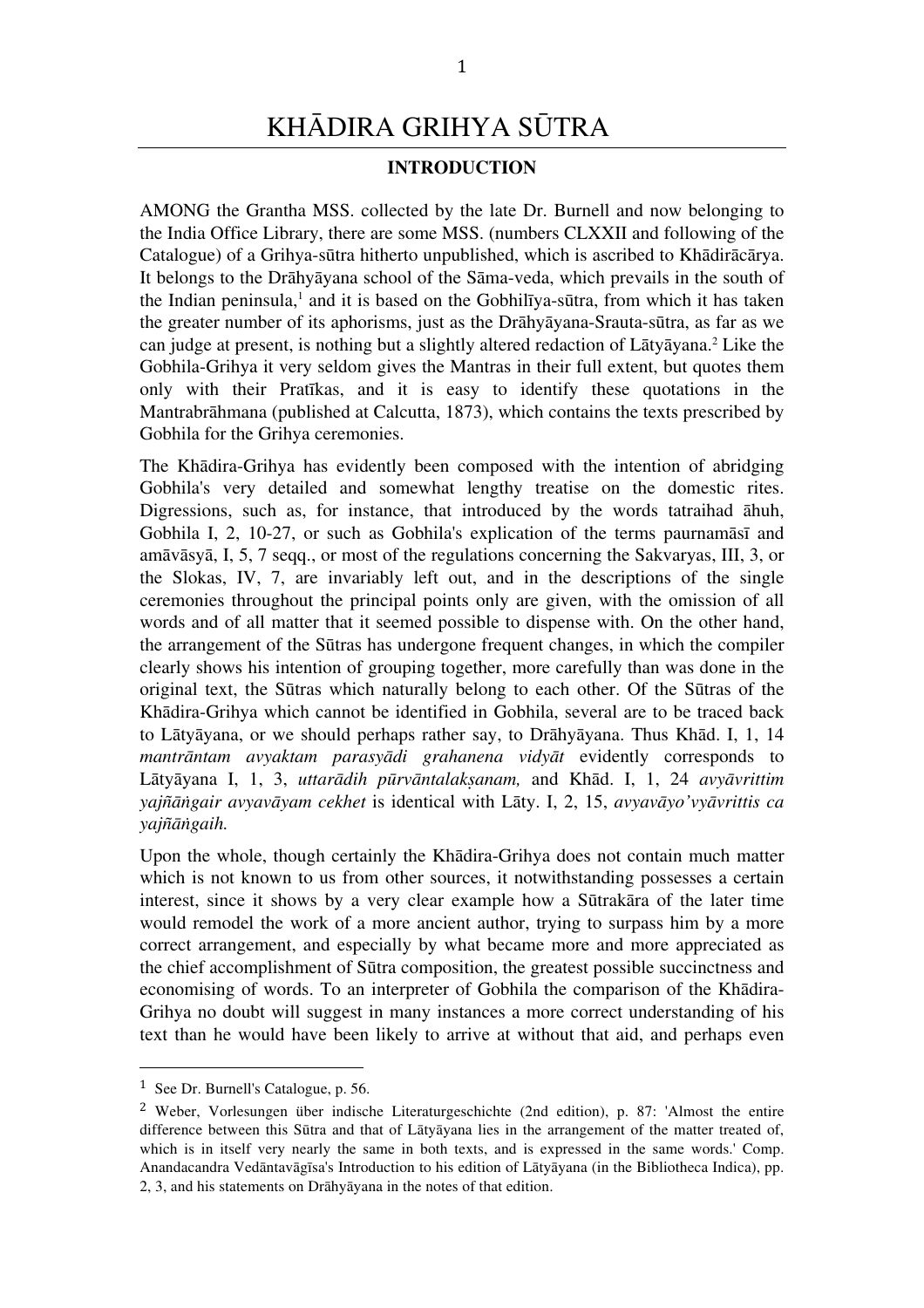# KHĀDIRA GRIHYA SŪTRA

## INTRODUCTION

AMONG the Grantha MSS. collected by the late Dr. Burnell and now belonging to the India Office Library, there are some MSS. (numbers CLXXII and following of the Catalogue) of a Grihya-sūtra hitherto unpublished, which is ascribed to Khādirācārya. It belongs to the Drāhyāyana school of the Sāma-veda, which prevails in the south of the Indian peninsula,[1] and it is based on the Gobhilīya-sūtra, from which it has taken the greater number of its aphorisms, just as the Drāhyāyana-Srauta-sūtra, as far as we can judge at present, is nothing but a slightly altered redaction of Lātyāyana.[2] Like the Gobhila-Grihya it very seldom gives the Mantras in their full extent, but quotes them only with their Pratīkas, and it is easy to identify these quotations in the Mantrabrāhmana (published at Calcutta, 1873), which contains the texts prescribed by Gobhila for the Grihya ceremonies.

The Khādira-Grihya has evidently been composed with the intention of abridging Gobhila's very detailed and somewhat lengthy treatise on the domestic rites. Digressions, such as, for instance, that introduced by the words tatraihad āhuh, Gobhila I, 2, 10-27, or such as Gobhila's explication of the terms paurnamāsī and amāvāsyā, I, 5, 7 seqq., or most of the regulations concerning the Sakvaryas, III, 3, or the Slokas, IV, 7, are invariably left out, and in the descriptions of the single ceremonies throughout the principal points only are given, with the omission of all words and of all matter that it seemed possible to dispense with. On the other hand, the arrangement of the Sūtras has undergone frequent changes, in which the compiler clearly shows his intention of grouping together, more carefully than was done in the original text, the Sūtras which naturally belong to each other. Of the Sūtras of the Khādira-Grihya which cannot be identified in Gobhila, several are to be traced back to Lātyāyana, or we should perhaps rather say, to Drāhyāyana. Thus Khād. I, 1, 14 *mantrāntam avyaktam parasyādi grahanena vidyāt* evidently corresponds to Lātyāyana I, 1, 3, *uttarādih pūrvāntalakṣanam,* and Khād. I, 1, 24 *avyāvrittim yajñāṅgair avyavāyam cekhet* is identical with Lāty. I, 2, 15, *avyavāyo'vyāvrittis ca yajñāṅgaih.*

Upon the whole, though certainly the Khādira-Grihya does not contain much matter which is not known to us from other sources, it notwithstanding possesses a certain interest, since it shows by a very clear example how a Sūtrakāra of the later time would remodel the work of a more ancient author, trying to surpass him by a more correct arrangement, and especially by what became more and more appreciated as the chief accomplishment of Sūtra composition, the greatest possible succinctness and economising of words. To an interpreter of Gobhila the comparison of the Khādira-Grihya no doubt will suggest in many instances a more correct understanding of his text than he would have been likely to arrive at without that aid, and perhaps even

---

[1] See Dr. Burnell's Catalogue, p. 56.

[2] Weber, Vorlesungen über indische Literaturgeschichte (2nd edition), p. 87: 'Almost the entire difference between this Sūtra and that of Lātyāyana lies in the arrangement of the matter treated of, which is in itself very nearly the same in both texts, and is expressed in the same words.' Comp. Anandacandra Vedāntavāgīsa's Introduction to his edition of Lātyāyana (in the Bibliotheca Indica), pp. 2, 3, and his statements on Drāhyāyana in the notes of that edition.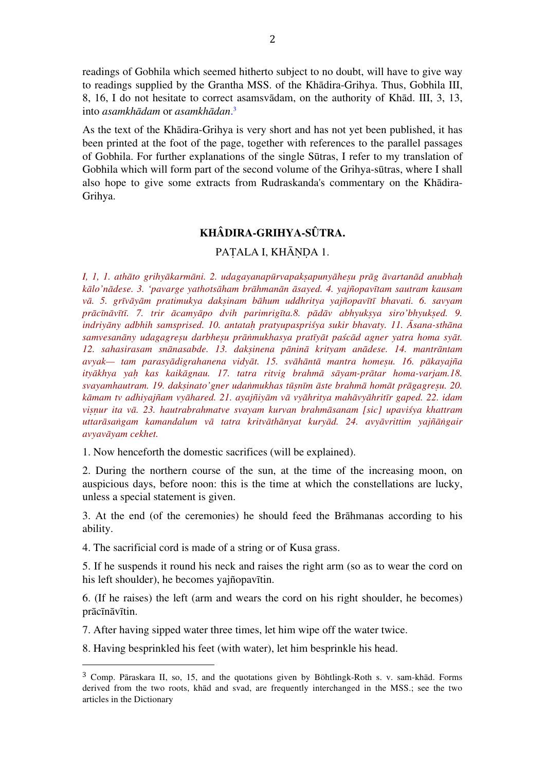readings of Gobhila which seemed hitherto subject to no doubt, will have to give way to readings supplied by the Grantha MSS. of the Khādira-Grihya. Thus, Gobhila III, 8, 16, I do not hesitate to correct asamsvādam, on the authority of Khād. III, 3, 13, into *asamkhādam* or *asamkhādan*.[3]

As the text of the Khādira-Grihya is very short and has not yet been published, it has been printed at the foot of the page, together with references to the parallel passages of Gobhila. For further explanations of the single Sūtras, I refer to my translation of Gobhila which will form part of the second volume of the Grihya-sūtras, where I shall also hope to give some extracts from Rudraskanda's commentary on the Khādira-Grihya.

## KHÂDIRA-GRIHYA-SÛTRA.

### PAṬALA I, KHĀṆḌA 1.

*I, 1, 1. athāto grihyākarmāni. 2. udagayanapūrvapakṣapunyāheṣu prāg āvartanād anubhaḥ kālo'nādese. 3. 'pavarge yathotsāham brāhmanān āsayed. 4. yajñopavītam sautram kausam vā. 5. grīvāyām pratimukya dakṣinam bāhum uddhritya yajñopavītī bhavati. 6. savyam prācīnāvītī. 7. trir ācamyāpo dvih parimrigīta.8. pādāv abhyukṣya siro'bhyukṣed. 9. indriyāny adbhih samsprised. 10. antataḥ pratyupaspriśya sukir bhavaty. 11. Āsana-sthāna samvesanāny udagagreṣu darbheṣu prāṅmukhasya pratīyāt paścād agner yatra homa syāt. 12. sahasirasam snānasabde. 13. dakṣinena pāninā krityam anādese. 14. mantrāntam avyak— tam parasyādigrahanena vidyāt. 15. svāhāntā mantra homeṣu. 16. pākayajña ityākhya yaḥ kas kaikāgnau. 17. tatra ritvig brahmā sāyam-prātar homa-varjam.18. svayamhautram. 19. dakṣinato'gner udaṅmukhas tūṣnīm āste brahmā homāt prāgagreṣu. 20. kāmam tv adhiyajñam vyāhared. 21. ayajñiyām vā vyāhritya mahāvyāhritīr gaped. 22. idam viṣṇur ita vā. 23. hautrabrahmatve svayam kurvan brahmāsanam [sic] upaviśya khattram uttarāsaṅgam kamandalum vā tatra kritvāthānyat kuryād. 24. avyāvrittim yajñāṅgair avyavāyam cekhet.*

1. Now henceforth the domestic sacrifices (will be explained).

2. During the northern course of the sun, at the time of the increasing moon, on auspicious days, before noon: this is the time at which the constellations are lucky, unless a special statement is given.

3. At the end (of the ceremonies) he should feed the Brāhmanas according to his ability.

4. The sacrificial cord is made of a string or of Kusa grass.

5. If he suspends it round his neck and raises the right arm (so as to wear the cord on his left shoulder), he becomes yajñopavītin.

6. (If he raises) the left (arm and wears the cord on his right shoulder, he becomes) prācīnāvītin.

7. After having sipped water three times, let him wipe off the water twice.

8. Having besprinkled his feet (with water), let him besprinkle his head.

---

[3] Comp. Pāraskara II, so, 15, and the quotations given by Böhtlingk-Roth s. v. sam-khād. Forms derived from the two roots, khād and svad, are frequently interchanged in the MSS.; see the two articles in the Dictionary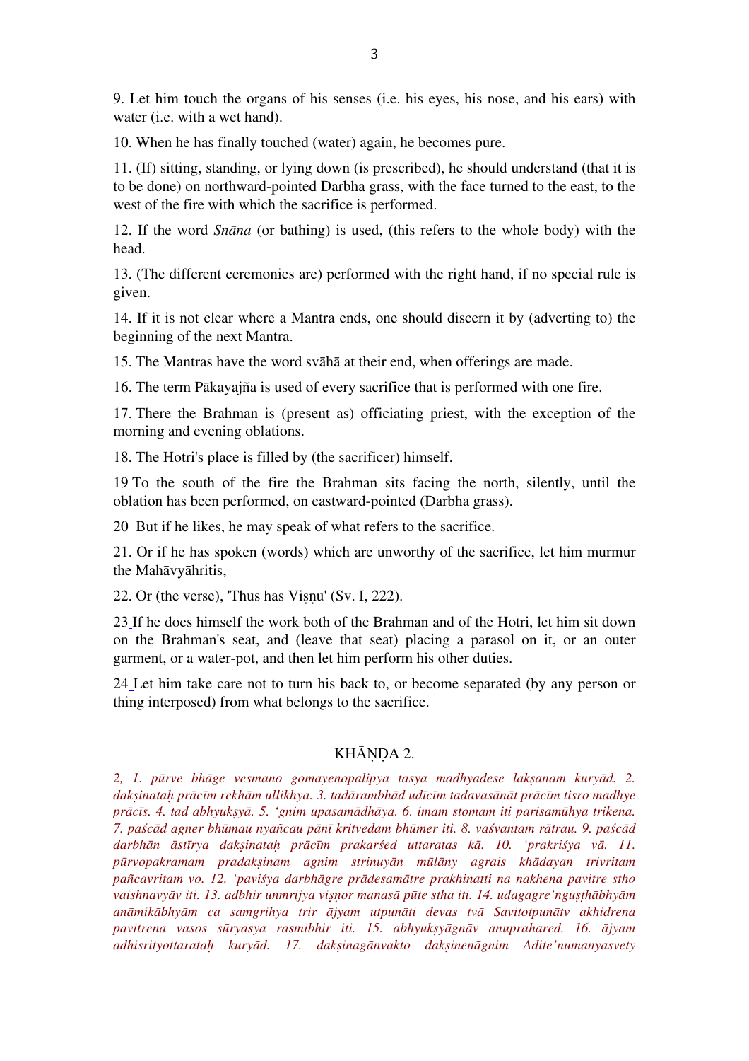9. Let him touch the organs of his senses (i.e. his eyes, his nose, and his ears) with water (i.e. with a wet hand).

10. When he has finally touched (water) again, he becomes pure.

11. (If) sitting, standing, or lying down (is prescribed), he should understand (that it is to be done) on northward-pointed Darbha grass, with the face turned to the east, to the west of the fire with which the sacrifice is performed.

12. If the word *Snāna* (or bathing) is used, (this refers to the whole body) with the head.

13. (The different ceremonies are) performed with the right hand, if no special rule is given.

14. If it is not clear where a Mantra ends, one should discern it by (adverting to) the beginning of the next Mantra.

15. The Mantras have the word svāhā at their end, when offerings are made.

16. The term Pākayajña is used of every sacrifice that is performed with one fire.

17. There the Brahman is (present as) officiating priest, with the exception of the morning and evening oblations.

18. The Hotri's place is filled by (the sacrificer) himself.

19 To the south of the fire the Brahman sits facing the north, silently, until the oblation has been performed, on eastward-pointed (Darbha grass).

20 But if he likes, he may speak of what refers to the sacrifice.

21. Or if he has spoken (words) which are unworthy of the sacrifice, let him murmur the Mahāvyāhritis,

22. Or (the verse), 'Thus has Viṣṇu' (Sv. I, 222).

23 If he does himself the work both of the Brahman and of the Hotri, let him sit down on the Brahman's seat, and (leave that seat) placing a parasol on it, or an outer garment, or a water-pot, and then let him perform his other duties.

24 Let him take care not to turn his back to, or become separated (by any person or thing interposed) from what belongs to the sacrifice.

## KHĀṆḌA 2.

*2, 1. pūrve bhāge vesmano gomayenopalipya tasya madhyadese lakṣanam kuryād. 2. dakṣinataḥ prācīm rekhām ullikhya. 3. tadārambhād udīcīm tadavasānāt prācīm tisro madhye prācīs. 4. tad abhyukṣyā. 5. 'gnim upasamādhāya. 6. imam stomam iti parisamūhya trikena. 7. paścād agner bhūmau nyañcau pānī kritvedam bhūmer iti. 8. vaśvantam rātrau. 9. paścād darbhān āstīrya dakṣinataḥ prācīm prakarśed uttaratas kā. 10. 'prakriśya vā. 11. pūrvopakramam pradakṣinam agnim strinuyān mūlāny agrais khādayan trivritam pañcavritam vo. 12. 'paviśya darbhāgre prādesamātre prakhinatti na nakhena pavitre stho vaishnavyāv iti. 13. adbhir unmrijya viṣṇor manasā pūte stha iti. 14. udagagre'nguṣṭhābhyām anāmikābhyām ca samgrihya trir ājyam utpunāti devas tvā Savitotpunātv akhidrena pavitrena vasos sūryasya rasmibhir iti. 15. abhyukṣyāgnāv anuprahared. 16. ājyam adhisrityottarataḥ kuryād. 17. dakṣinagānvakto dakṣinenāgnim Adite'numanyasvety*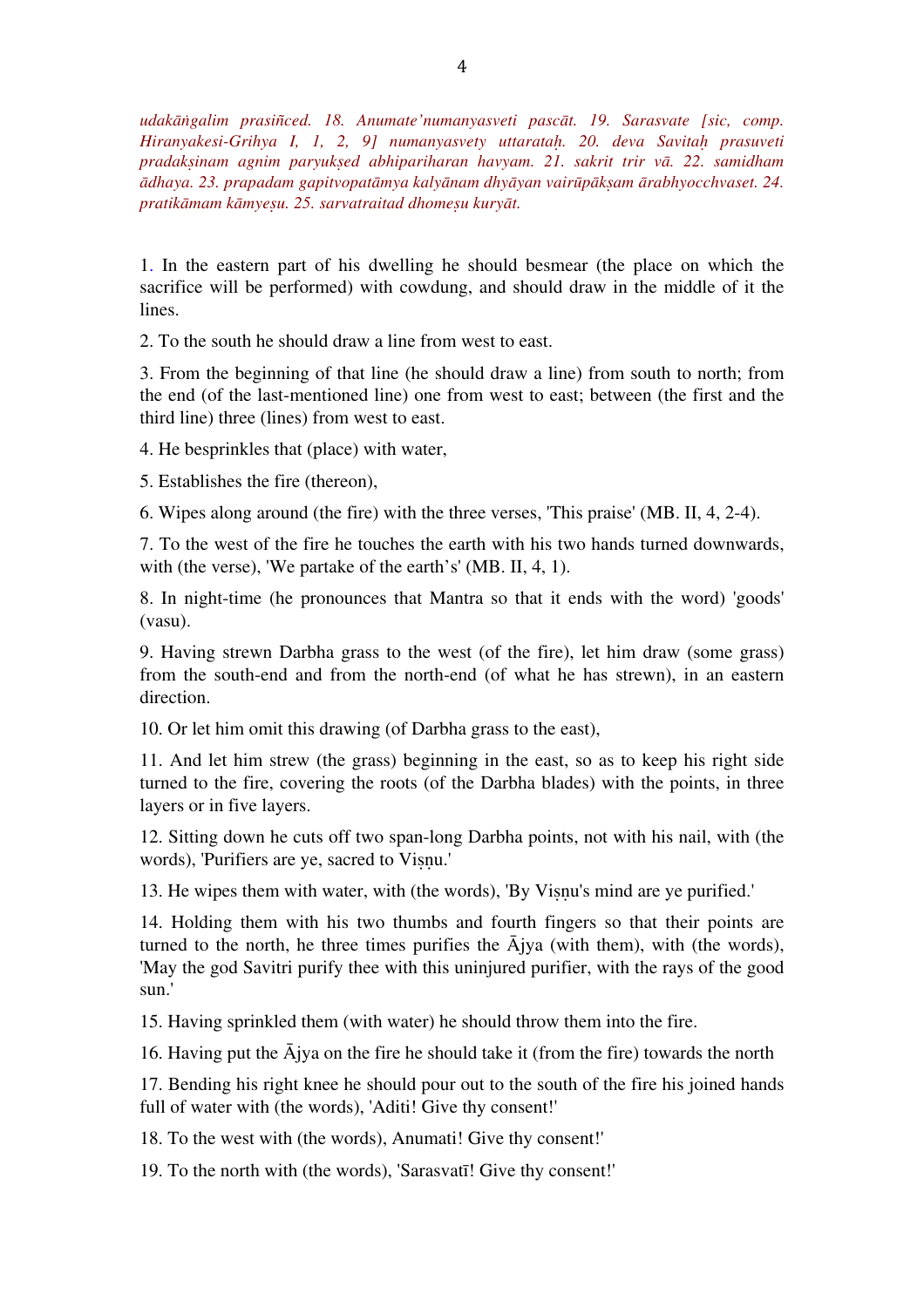*udakāṅgalim prasiñced. 18. Anumate'numanyasveti pascāt. 19. Sarasvate [sic, comp. Hiranyakesi-Grihya I, 1, 2, 9] numanyasvety uttarataḥ. 20. deva Savitaḥ prasuveti pradakṣinam agnim paryukṣed abhipariharan havyam. 21. sakrit trir vā. 22. samidham ādhaya. 23. prapadam gapitvopatāmya kalyānam dhyāyan vairūpākṣam ārabhyocchvaset. 24. pratikāmam kāmyeṣu. 25. sarvatraitad dhomeṣu kuryāt.*

1. In the eastern part of his dwelling he should besmear (the place on which the sacrifice will be performed) with cowdung, and should draw in the middle of it the lines.

2. To the south he should draw a line from west to east.

3. From the beginning of that line (he should draw a line) from south to north; from the end (of the last-mentioned line) one from west to east; between (the first and the third line) three (lines) from west to east.

4. He besprinkles that (place) with water,

5. Establishes the fire (thereon),

6. Wipes along around (the fire) with the three verses, 'This praise' (MB. II, 4, 2-4).

7. To the west of the fire he touches the earth with his two hands turned downwards, with (the verse), 'We partake of the earth's' (MB. II, 4, 1).

8. In night-time (he pronounces that Mantra so that it ends with the word) 'goods' (vasu).

9. Having strewn Darbha grass to the west (of the fire), let him draw (some grass) from the south-end and from the north-end (of what he has strewn), in an eastern direction.

10. Or let him omit this drawing (of Darbha grass to the east),

11. And let him strew (the grass) beginning in the east, so as to keep his right side turned to the fire, covering the roots (of the Darbha blades) with the points, in three layers or in five layers.

12. Sitting down he cuts off two span-long Darbha points, not with his nail, with (the words), 'Purifiers are ye, sacred to Viṣṇu.'

13. He wipes them with water, with (the words), 'By Viṣṇu's mind are ye purified.'

14. Holding them with his two thumbs and fourth fingers so that their points are turned to the north, he three times purifies the Ājya (with them), with (the words), 'May the god Savitri purify thee with this uninjured purifier, with the rays of the good sun.'

15. Having sprinkled them (with water) he should throw them into the fire.

16. Having put the Ājya on the fire he should take it (from the fire) towards the north

17. Bending his right knee he should pour out to the south of the fire his joined hands full of water with (the words), 'Aditi! Give thy consent!'

18. To the west with (the words), Anumati! Give thy consent!'

19. To the north with (the words), 'Sarasvatī! Give thy consent!'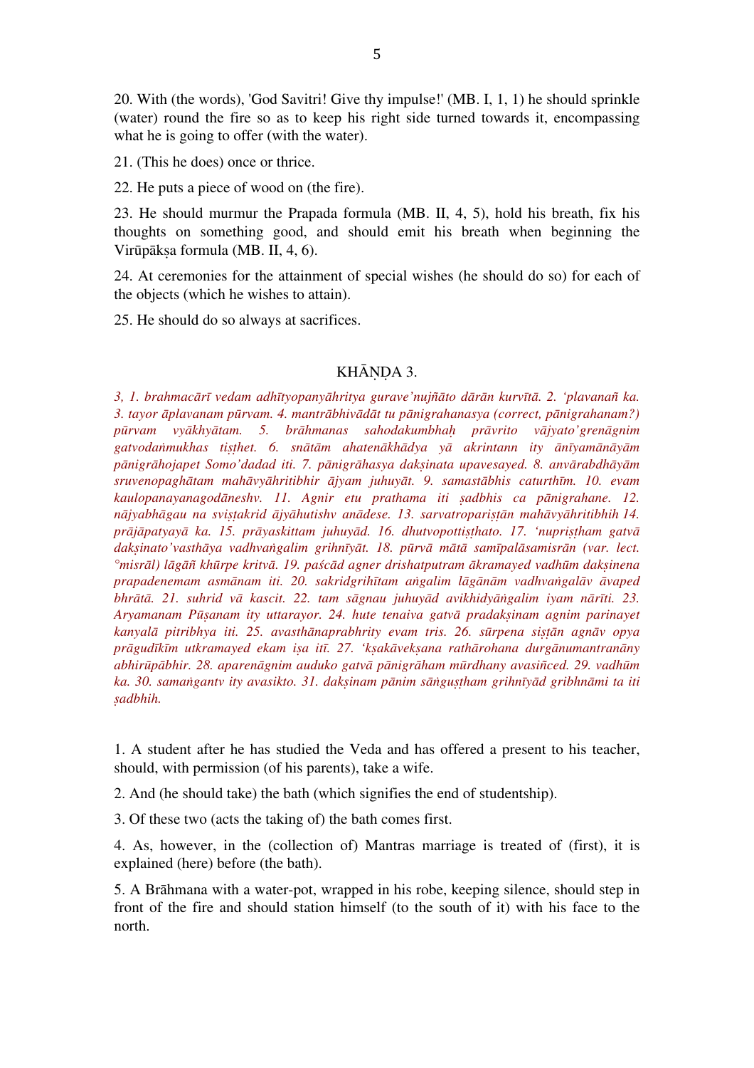20. With (the words), 'God Savitri! Give thy impulse!' (MB. I, 1, 1) he should sprinkle (water) round the fire so as to keep his right side turned towards it, encompassing what he is going to offer (with the water).

21. (This he does) once or thrice.

22. He puts a piece of wood on (the fire).

23. He should murmur the Prapada formula (MB. II, 4, 5), hold his breath, fix his thoughts on something good, and should emit his breath when beginning the Virūpākṣa formula (MB. II, 4, 6).

24. At ceremonies for the attainment of special wishes (he should do so) for each of the objects (which he wishes to attain).

25. He should do so always at sacrifices.

## KHĀṆḌA 3.

*3, 1. brahmacārī vedam adhītyopanyāhritya gurave'nujñāto dārān kurvītā. 2. 'plavanañ ka. 3. tayor āplavanam pūrvam. 4. mantrābhivādāt tu pānigrahanasya (correct, pānigrahanam?) pūrvam vyākhyātam. 5. brāhmanas sahodakumbhaḥ prāvrito vājyato'grenāgnim gatvodaṅmukhas tiṣṭhet. 6. snātām ahatenākhādya yā akrintann ity ānīyamānāyām pānigrāhojapet Somo'dadad iti. 7. pānigrāhasya dakṣinata upavesayed. 8. anvārabdhāyām sruvenopaghātam mahāvyāhritibhir ājyam juhuyāt. 9. samastābhis caturthīm. 10. evam kaulopanayanagodāneshv. 11. Agnir etu prathama iti ṣadbhis ca pānigrahane. 12. nājyabhāgau na sviṣṭakrid ājyāhutishv anādese. 13. sarvatropariṣṭān mahāvyāhritibhih 14. prājāpatyayā ka. 15. prāyaskittam juhuyād. 16. dhutvopottiṣṭhato. 17. 'nupriṣṭham gatvā dakṣinato'vasthāya vadhvaṅgalim grihnīyāt. 18. pūrvā mātā samīpalāsamisrān (var. lect. °misrāl) lāgāñ khūrpe kritvā. 19. paścād agner drishatputram ākramayed vadhūm dakṣinena prapadenemam asmānam iti. 20. sakridgrihītam aṅgalim lāgānām vadhvaṅgalāv āvaped bhrātā. 21. suhrid vā kascit. 22. tam sāgnau juhuyād avikhidyāṅgalim iyam nārīti. 23. Aryamanam Pūṣanam ity uttarayor. 24. hute tenaiva gatvā pradakṣinam agnim parinayet kanyalā pitribhya iti. 25. avasthānaprabhrity evam tris. 26. sūrpena siṣṭān agnāv opya prāgudīkīm utkramayed ekam iṣa itī. 27. 'kṣakāvekṣana rathārohana durgānumantranāny abhirūpābhir. 28. aparenāgnim auduko gatvā pānigrāham mūrdhany avasiñced. 29. vadhūm ka. 30. samaṅgantv ity avasikto. 31. dakṣinam pānim sāṅguṣṭham grihnīyād gribhnāmi ta iti ṣadbhih.*

1. A student after he has studied the Veda and has offered a present to his teacher, should, with permission (of his parents), take a wife.

2. And (he should take) the bath (which signifies the end of studentship).

3. Of these two (acts the taking of) the bath comes first.

4. As, however, in the (collection of) Mantras marriage is treated of (first), it is explained (here) before (the bath).

5. A Brāhmana with a water-pot, wrapped in his robe, keeping silence, should step in front of the fire and should station himself (to the south of it) with his face to the north.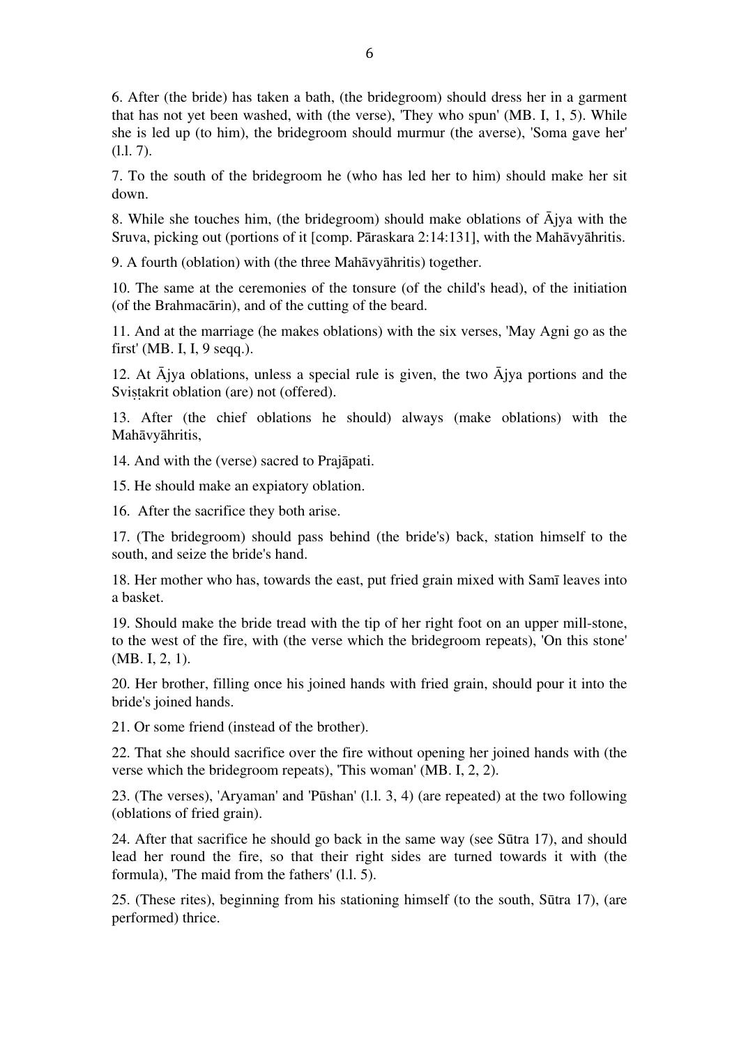6. After (the bride) has taken a bath, (the bridegroom) should dress her in a garment that has not yet been washed, with (the verse), 'They who spun' (MB. I, 1, 5). While she is led up (to him), the bridegroom should murmur (the averse), 'Soma gave her' (l.l. 7).

7. To the south of the bridegroom he (who has led her to him) should make her sit down.

8. While she touches him, (the bridegroom) should make oblations of Ājya with the Sruva, picking out (portions of it [comp. Pāraskara 2:14:131], with the Mahāvyāhritis.

9. A fourth (oblation) with (the three Mahāvyāhritis) together.

10. The same at the ceremonies of the tonsure (of the child's head), of the initiation (of the Brahmacārin), and of the cutting of the beard.

11. And at the marriage (he makes oblations) with the six verses, 'May Agni go as the first' (MB. I, I, 9 seqq.).

12. At Ājya oblations, unless a special rule is given, the two Ājya portions and the Sviṣṭakrit oblation (are) not (offered).

13. After (the chief oblations he should) always (make oblations) with the Mahāvyāhritis,

14. And with the (verse) sacred to Prajāpati.

15. He should make an expiatory oblation.

16. After the sacrifice they both arise.

17. (The bridegroom) should pass behind (the bride's) back, station himself to the south, and seize the bride's hand.

18. Her mother who has, towards the east, put fried grain mixed with Samī leaves into a basket.

19. Should make the bride tread with the tip of her right foot on an upper mill-stone, to the west of the fire, with (the verse which the bridegroom repeats), 'On this stone' (MB. I, 2, 1).

20. Her brother, filling once his joined hands with fried grain, should pour it into the bride's joined hands.

21. Or some friend (instead of the brother).

22. That she should sacrifice over the fire without opening her joined hands with (the verse which the bridegroom repeats), 'This woman' (MB. I, 2, 2).

23. (The verses), 'Aryaman' and 'Pūshan' (l.l. 3, 4) (are repeated) at the two following (oblations of fried grain).

24. After that sacrifice he should go back in the same way (see Sūtra 17), and should lead her round the fire, so that their right sides are turned towards it with (the formula), 'The maid from the fathers' (l.l. 5).

25. (These rites), beginning from his stationing himself (to the south, Sūtra 17), (are performed) thrice.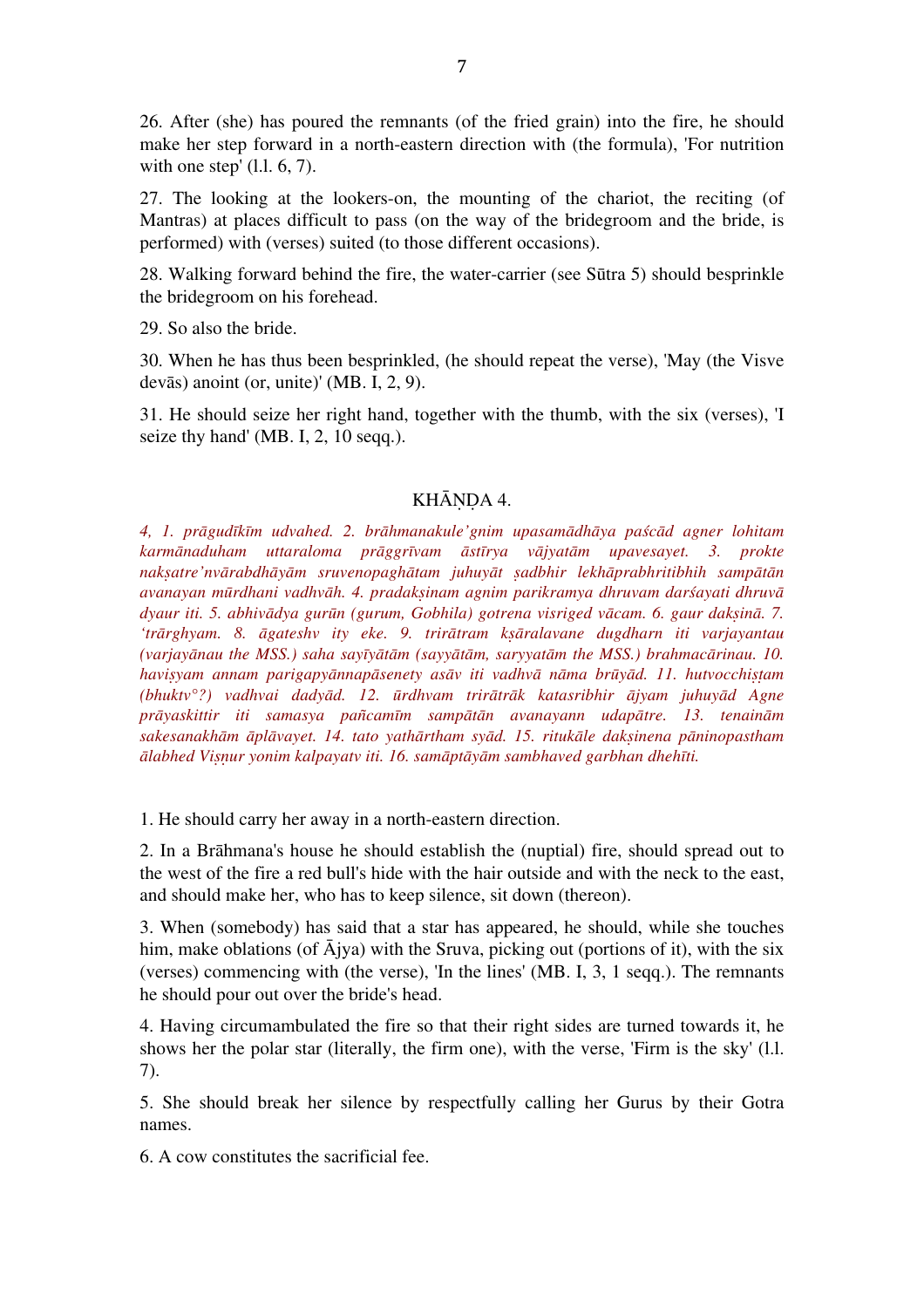26. After (she) has poured the remnants (of the fried grain) into the fire, he should make her step forward in a north-eastern direction with (the formula), 'For nutrition with one step' (l.l. 6, 7).

27. The looking at the lookers-on, the mounting of the chariot, the reciting (of Mantras) at places difficult to pass (on the way of the bridegroom and the bride, is performed) with (verses) suited (to those different occasions).

28. Walking forward behind the fire, the water-carrier (see Sūtra 5) should besprinkle the bridegroom on his forehead.

29. So also the bride.

30. When he has thus been besprinkled, (he should repeat the verse), 'May (the Visve devās) anoint (or, unite)' (MB. I, 2, 9).

31. He should seize her right hand, together with the thumb, with the six (verses), 'I seize thy hand' (MB. I, 2, 10 seqq.).

## KHĀṆḌA 4.

*4, 1. prāgudīkīm udvahed. 2. brāhmanakule'gnim upasamādhāya paścād agner lohitam karmānaduham uttaraloma prāggrīvam āstīrya vājyatām upavesayet. 3. prokte nakṣatre'nvārabdhāyām sruvenopaghātam juhuyāt ṣadbhir lekhāprabhritibhih sampātān avanayan mūrdhani vadhvāh. 4. pradakṣinam agnim parikramya dhruvam darśayati dhruvā dyaur iti. 5. abhivādya gurūn (gurum, Gobhila) gotrena visriged vācam. 6. gaur dakṣinā. 7. 'trārghyam. 8. āgateshv ity eke. 9. trirātram kṣāralavane dugdharn iti varjayantau (varjayānau the MSS.) saha sayīyātām (sayyātām, saryyatām the MSS.) brahmacārinau. 10. haviṣyam annam parigapyānnapāsenety asāv iti vadhvā nāma brūyād. 11. hutvocchiṣṭam (bhuktv°?) vadhvai dadyād. 12. ūrdhvam trirātrāk katasribhir ājyam juhuyād Agne prāyaskittir iti samasya pañcamīm sampātān avanayann udapātre. 13. tenainām sakesanakhām āplāvayet. 14. tato yathārtham syād. 15. ritukāle dakṣinena pāninopastham ālabhed Viṣṇur yonim kalpayatv iti. 16. samāptāyām sambhaved garbhan dhehīti.*

1. He should carry her away in a north-eastern direction.

2. In a Brāhmana's house he should establish the (nuptial) fire, should spread out to the west of the fire a red bull's hide with the hair outside and with the neck to the east, and should make her, who has to keep silence, sit down (thereon).

3. When (somebody) has said that a star has appeared, he should, while she touches him, make oblations (of Ājya) with the Sruva, picking out (portions of it), with the six (verses) commencing with (the verse), 'In the lines' (MB. I, 3, 1 seqq.). The remnants he should pour out over the bride's head.

4. Having circumambulated the fire so that their right sides are turned towards it, he shows her the polar star (literally, the firm one), with the verse, 'Firm is the sky' (l.l. 7).

5. She should break her silence by respectfully calling her Gurus by their Gotra names.

6. A cow constitutes the sacrificial fee.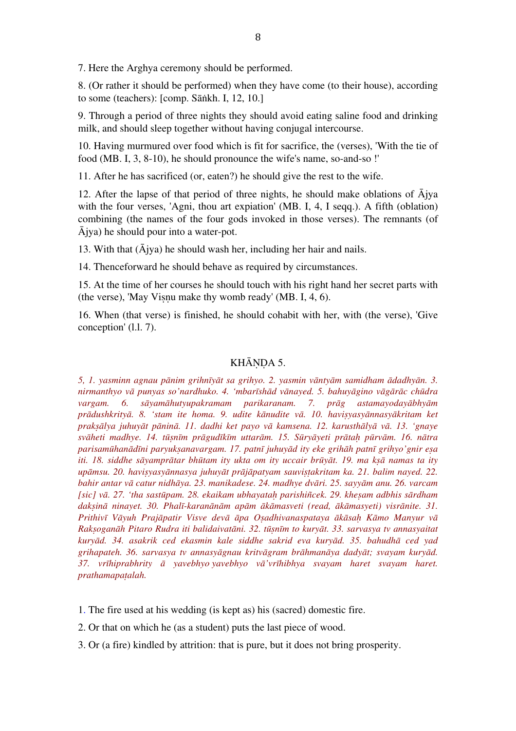7. Here the Arghya ceremony should be performed.

8. (Or rather it should be performed) when they have come (to their house), according to some (teachers): [comp. Sāṅkh. I, 12, 10.]

9. Through a period of three nights they should avoid eating saline food and drinking milk, and should sleep together without having conjugal intercourse.

10. Having murmured over food which is fit for sacrifice, the (verses), 'With the tie of food (MB. I, 3, 8-10), he should pronounce the wife's name, so-and-so !'

11. After he has sacrificed (or, eaten?) he should give the rest to the wife.

12. After the lapse of that period of three nights, he should make oblations of Ājya with the four verses, 'Agni, thou art expiation' (MB. I, 4, I seqq.). A fifth (oblation) combining (the names of the four gods invoked in those verses). The remnants (of Ājya) he should pour into a water-pot.

13. With that (Ājya) he should wash her, including her hair and nails.

14. Thenceforward he should behave as required by circumstances.

15. At the time of her courses he should touch with his right hand her secret parts with (the verse), 'May Viṣṇu make thy womb ready' (MB. I, 4, 6).

16. When (that verse) is finished, he should cohabit with her, with (the verse), 'Give conception' (l.l. 7).

## KHĀṆḌA 5.

*5, 1. yasminn agnau pānim grihnīyāt sa grihyo. 2. yasmin vāntyām samidham ādadhyān. 3. nirmanthyo vā punyas so'nardhuko. 4. 'mbarīshād vānayed. 5. bahuyāgino vāgārāc chūdra vargam. 6. sāyamāhutyupakramam parikaranam. 7. prāg astamayodayābhyām prādushkrityā. 8. 'stam ite homa. 9. udite kānudite vā. 10. haviṣyasyānnasyākritam ket prakṣālya juhuyāt pāninā. 11. dadhi ket payo vā kamsena. 12. karusthālyā vā. 13. 'gnaye svāheti madhye. 14. tūṣnīm prāgudīkīm uttarām. 15. Sūryāyeti prātaḥ pūrvām. 16. nātra parisamūhanādīni paryukṣanavargam. 17. patnī juhuyād ity eke grihāh patnī grihyo'gnir eṣa iti. 18. siddhe sāyamprātar bhūtam ity ukta om ity uccair brūyāt. 19. ma kṣā namas ta ity upāmsu. 20. haviṣyasyānnasya juhuyāt prājāpatyam sauviṣṭakritam ka. 21. balim nayed. 22. bahir antar vā catur nidhāya. 23. manikadese. 24. madhye dvāri. 25. sayyām anu. 26. varcam [sic] vā. 27. 'tha sastūpam. 28. ekaikam ubhayataḥ parishiñcek. 29. kheṣam adbhis sārdham dakṣinā ninayet. 30. Phalī-karanānām apām ākāmasveti (read, ākāmasyeti) visrānite. 31. Prithivī Vāyuh Prajāpatir Visve devā āpa Oṣadhivanaspataya ākāsaḥ Kāmo Manyur vā Rakṣoganāh Pitaro Rudra iti balidaivatāni. 32. tūṣnīm to kuryāt. 33. sarvasya tv annasyaitat kuryād. 34. asakrik ced ekasmin kale siddhe sakrid eva kuryād. 35. bahudhā ced yad grihapateh. 36. sarvasya tv annasyāgnau kritvāgram brāhmanāya dadyāt; svayam kuryād. 37. vrīhiprabhrity ā yavebhyo yavebhyo vā'vrīhibhya svayam haret svayam haret. prathamapaṭalah.*

1. The fire used at his wedding (is kept as) his (sacred) domestic fire.

2. Or that on which he (as a student) puts the last piece of wood.

3. Or (a fire) kindled by attrition: that is pure, but it does not bring prosperity.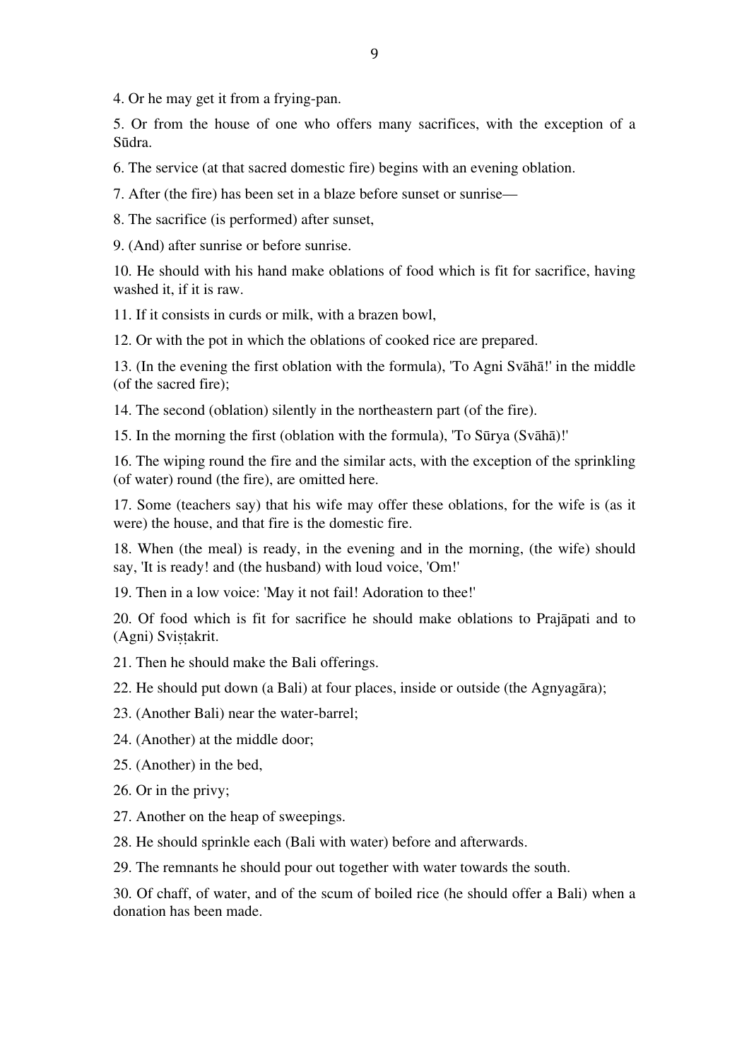4. Or he may get it from a frying-pan.

5. Or from the house of one who offers many sacrifices, with the exception of a Sūdra.

6. The service (at that sacred domestic fire) begins with an evening oblation.

7. After (the fire) has been set in a blaze before sunset or sunrise—

8. The sacrifice (is performed) after sunset,

9. (And) after sunrise or before sunrise.

10. He should with his hand make oblations of food which is fit for sacrifice, having washed it, if it is raw.

11. If it consists in curds or milk, with a brazen bowl,

12. Or with the pot in which the oblations of cooked rice are prepared.

13. (In the evening the first oblation with the formula), 'To Agni Svāhā!' in the middle (of the sacred fire);

14. The second (oblation) silently in the northeastern part (of the fire).

15. In the morning the first (oblation with the formula), 'To Sūrya (Svāhā)!'

16. The wiping round the fire and the similar acts, with the exception of the sprinkling (of water) round (the fire), are omitted here.

17. Some (teachers say) that his wife may offer these oblations, for the wife is (as it were) the house, and that fire is the domestic fire.

18. When (the meal) is ready, in the evening and in the morning, (the wife) should say, 'It is ready! and (the husband) with loud voice, 'Om!'

19. Then in a low voice: 'May it not fail! Adoration to thee!'

20. Of food which is fit for sacrifice he should make oblations to Prajāpati and to (Agni) Sviṣṭakrit.

21. Then he should make the Bali offerings.

22. He should put down (a Bali) at four places, inside or outside (the Agnyagāra);

23. (Another Bali) near the water-barrel;

24. (Another) at the middle door;

25. (Another) in the bed,

26. Or in the privy;

27. Another on the heap of sweepings.

28. He should sprinkle each (Bali with water) before and afterwards.

29. The remnants he should pour out together with water towards the south.

30. Of chaff, of water, and of the scum of boiled rice (he should offer a Bali) when a donation has been made.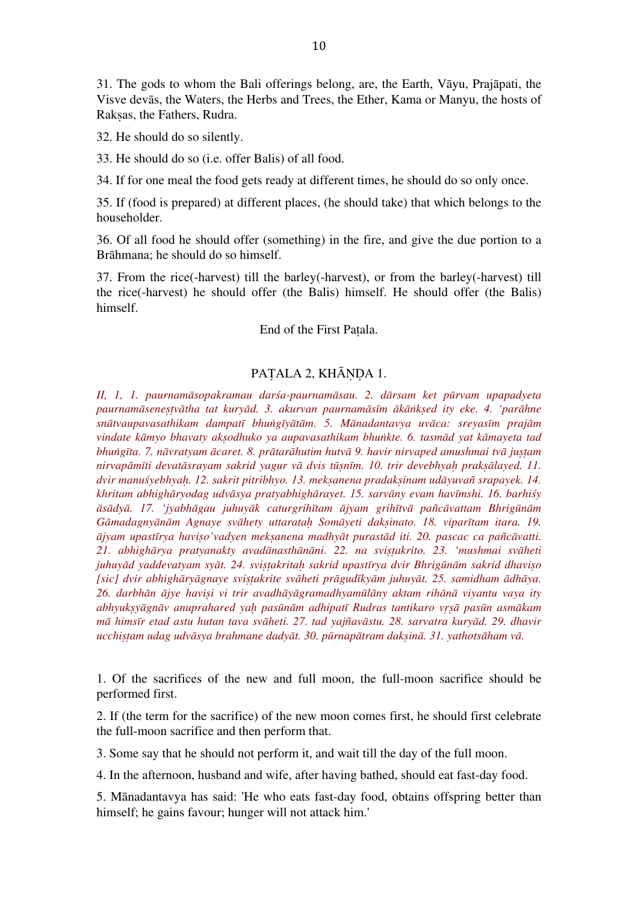31. The gods to whom the Bali offerings belong, are, the Earth, Vāyu, Prajāpati, the Visve devās, the Waters, the Herbs and Trees, the Ether, Kama or Manyu, the hosts of Rakṣas, the Fathers, Rudra.

32. He should do so silently.

33. He should do so (i.e. offer Balis) of all food.

34. If for one meal the food gets ready at different times, he should do so only once.

35. If (food is prepared) at different places, (he should take) that which belongs to the householder.

36. Of all food he should offer (something) in the fire, and give the due portion to a Brāhmana; he should do so himself.

37. From the rice(-harvest) till the barley(-harvest), or from the barley(-harvest) till the rice(-harvest) he should offer (the Balis) himself. He should offer (the Balis) himself.

End of the First Paṭala.

## PAṬALA 2, KHĀṆḌA 1.

*II, 1, 1. paurnamāsopakramau darśa-paurnamāsau. 2. dārsam ket pūrvam upapadyeta paurnamāseneṣṭvātha tat kuryād. 3. akurvan paurnamāsīm ākāṅkṣed ity eke. 4. 'parāhne snātvaupavasathikam dampatī bhuṅgīyātām. 5. Mānadantavya uvāca: sreyasīm prajām vindate kāmyo bhavaty akṣodhuko ya aupavasathikam bhuṅkte. 6. tasmād yat kāmayeta tad bhuṅgīta. 7. nāvratyam ācaret. 8. prātarāhutim hutvā 9. havir nirvaped amushmai tvā juṣṭam nirvapāmīti devatāsrayam sakrid yagur vā dvis tūṣnīm. 10. trir devebhyaḥ prakṣālayed. 11. dvir manuśyebhyaḥ. 12. sakrit pitribhyo. 13. mekṣanena pradakṣinam udāyuvañ srapayek. 14. khritam abhighāryodag udvāsya pratyabhighārayet. 15. sarvāny evam havīmshi. 16. barhiśy āsādyā. 17. 'jyabhāgau juhuyāk caturgrihītam ājyam grihītvā pañcāvattam Bhrigūnām Gāmadagnyānām Agnaye svāhety uttarataḥ Somāyeti dakṣinato. 18. viparītam itara. 19. ājyam upastīrya haviṣo'vadyen mekṣanena madhyāt purastād iti. 20. pascac ca pañcāvatti. 21. abhighārya pratyanakty avadānasthānāni. 22. na sviṣṭakrito. 23. 'mushmai svāheti juhuyād yaddevatyam syāt. 24. sviṣṭakritaḥ sakrid upastīrya dvir Bhrigūnām sakrid dhaviṣo [sic] dvir abhighāryāgnaye sviṣṭakrite svāheti prāgudīkyām juhuyāt. 25. samidham ādhāya. 26. darbhān ājye haviṣi vi trir avadhāyāgramadhyamūlāny aktam rihānā viyantu vaya ity abhyukṣyāgnāv anuprahared yaḥ pasūnām adhipatī Rudras tantikaro vṛṣā pasūn asmākam mā himsīr etad astu hutan tava svāheti. 27. tad yajñavāstu. 28. sarvatra kuryād. 29. dhavir ucchiṣṭam udag udvāsya brahmane dadyāt. 30. pūrnapātram dakṣinā. 31. yathotsāham vā.*

1. Of the sacrifices of the new and full moon, the full-moon sacrifice should be performed first.

2. If (the term for the sacrifice) of the new moon comes first, he should first celebrate the full-moon sacrifice and then perform that.

3. Some say that he should not perform it, and wait till the day of the full moon.

4. In the afternoon, husband and wife, after having bathed, should eat fast-day food.

5. Mānadantavya has said: 'He who eats fast-day food, obtains offspring better than himself; he gains favour; hunger will not attack him.'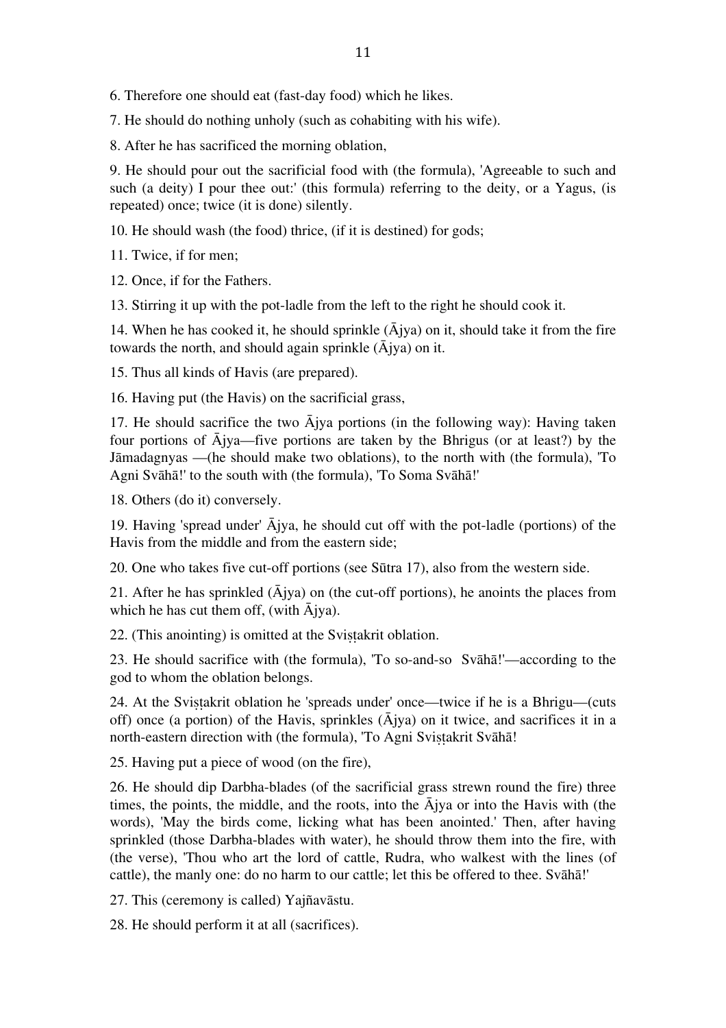6. Therefore one should eat (fast-day food) which he likes.

7. He should do nothing unholy (such as cohabiting with his wife).

8. After he has sacrificed the morning oblation,

9. He should pour out the sacrificial food with (the formula), 'Agreeable to such and such (a deity) I pour thee out:' (this formula) referring to the deity, or a Yagus, (is repeated) once; twice (it is done) silently.

10. He should wash (the food) thrice, (if it is destined) for gods;

11. Twice, if for men;

12. Once, if for the Fathers.

13. Stirring it up with the pot-ladle from the left to the right he should cook it.

14. When he has cooked it, he should sprinkle (Ājya) on it, should take it from the fire towards the north, and should again sprinkle (Ājya) on it.

15. Thus all kinds of Havis (are prepared).

16. Having put (the Havis) on the sacrificial grass,

17. He should sacrifice the two Ājya portions (in the following way): Having taken four portions of Ājya—five portions are taken by the Bhrigus (or at least?) by the Jāmadagnyas —(he should make two oblations), to the north with (the formula), 'To Agni Svāhā!' to the south with (the formula), 'To Soma Svāhā!'

18. Others (do it) conversely.

19. Having 'spread under' Ājya, he should cut off with the pot-ladle (portions) of the Havis from the middle and from the eastern side;

20. One who takes five cut-off portions (see Sūtra 17), also from the western side.

21. After he has sprinkled (Ājya) on (the cut-off portions), he anoints the places from which he has cut them off, (with Ājya).

22. (This anointing) is omitted at the Svisṭakrit oblation.

23. He should sacrifice with (the formula), 'To so-and-so Svāhā!'—according to the god to whom the oblation belongs.

24. At the Svisṭakrit oblation he 'spreads under' once—twice if he is a Bhrigu—(cuts off) once (a portion) of the Havis, sprinkles (Ājya) on it twice, and sacrifices it in a north-eastern direction with (the formula), 'To Agni Svisṭakrit Svāhā!

25. Having put a piece of wood (on the fire),

26. He should dip Darbha-blades (of the sacrificial grass strewn round the fire) three times, the points, the middle, and the roots, into the Ājya or into the Havis with (the words), 'May the birds come, licking what has been anointed.' Then, after having sprinkled (those Darbha-blades with water), he should throw them into the fire, with (the verse), 'Thou who art the lord of cattle, Rudra, who walkest with the lines (of cattle), the manly one: do no harm to our cattle; let this be offered to thee. Svāhā!'

27. This (ceremony is called) Yajñavāstu.

28. He should perform it at all (sacrifices).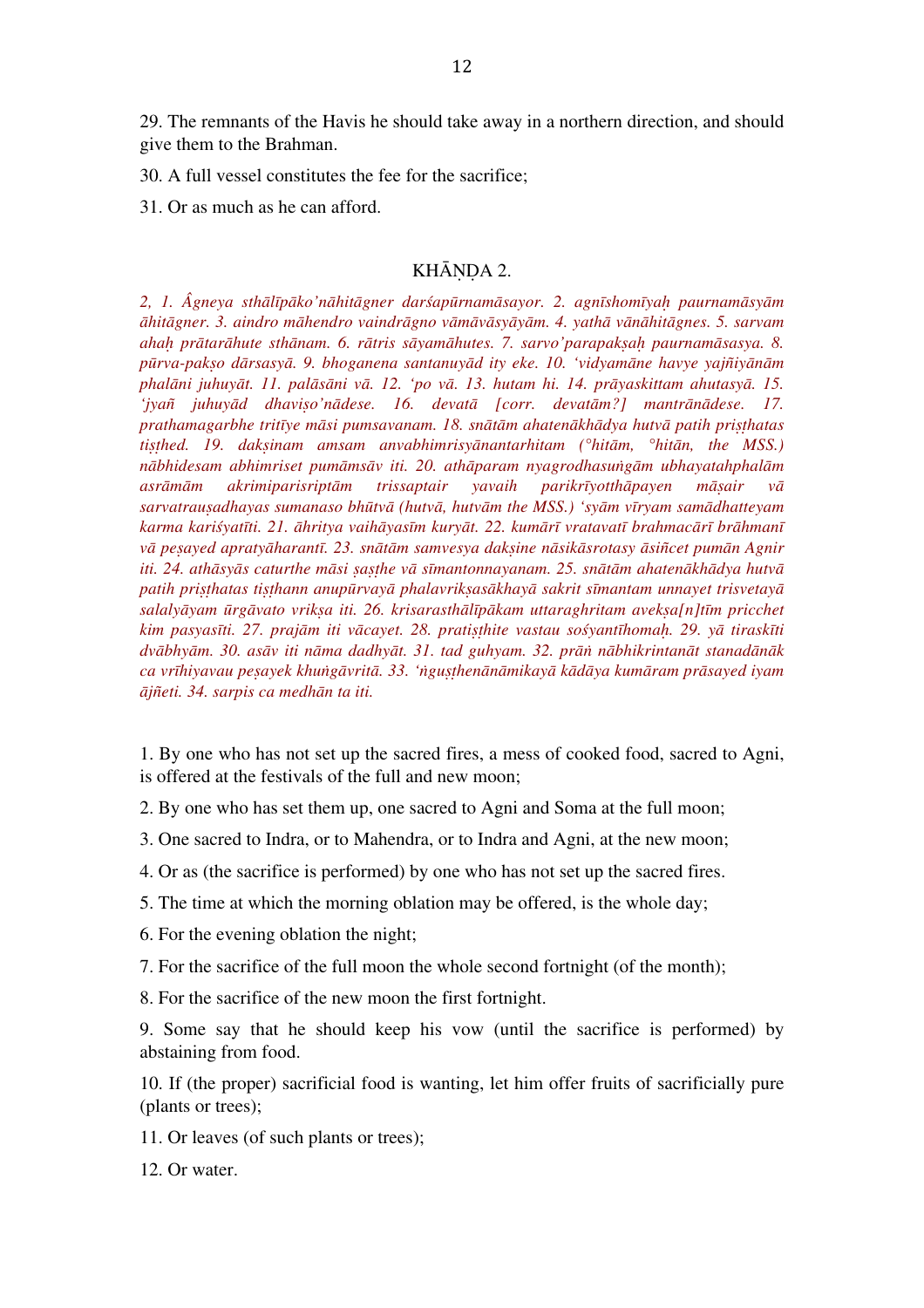29. The remnants of the Havis he should take away in a northern direction, and should give them to the Brahman.

30. A full vessel constitutes the fee for the sacrifice;

31. Or as much as he can afford.

## KHĀṆḌA 2.

*2, 1. Âgneya sthālīpāko'nāhitāgner darśapūrnamāsayor. 2. agnīshomīyaḥ paurnamāsyām āhitāgner. 3. aindro māhendro vaindrāgno vāmāvāsyāyām. 4. yathā vānāhitāgnes. 5. sarvam ahaḥ prātarāhute sthānam. 6. rātris sāyamāhutes. 7. sarvo'parapakṣaḥ paurnamāsasya. 8. pūrva-pakṣo dārsasyā. 9. bhoganena santanuyād ity eke. 10. 'vidyamāne havye yajñiyānām phalāni juhuyāt. 11. palāsāni vā. 12. 'po vā. 13. hutam hi. 14. prāyaskittam ahutasyā. 15. 'jyañ juhuyād dhaviṣo'nādese. 16. devatā [corr. devatām?] mantrānādese. 17. prathamagarbhe tritīye māsi pumsavanam. 18. snātām ahatenākhādya hutvā patih priṣṭhatas tiṣṭhed. 19. dakṣinam amsam anvabhimrisyānantarhitam (°hitām, °hitān, the MSS.) nābhidesam abhimriset pumāmsāv iti. 20. athāparam nyagrodhasuṅgām ubhayatahphalām asrāmām akrimiparisriptām trissaptair yavaih parikrīyotthāpayen māṣair vā sarvatrauṣadhayas sumanaso bhūtvā (hutvā, hutvām the MSS.) 'syām vīryam samādhatteyam karma kariśyatīti. 21. āhritya vaihāyasīm kuryāt. 22. kumārī vratavatī brahmacārī brāhmanī vā peṣayed apratyāharantī. 23. snātām samvesya dakṣine nāsikāsrotasy āsiñcet pumān Agnir iti. 24. athāsyās caturthe māsi ṣaṣṭhe vā sīmantonnayanam. 25. snātām ahatenākhādya hutvā patih priṣṭhatas tiṣṭhann anupūrvayā phalavrikṣasākhayā sakrit sīmantam unnayet trisvetayā salalyāyam ūrgāvato vrikṣa iti. 26. krisarasthālīpākam uttaraghritam avekṣa[n]tīm pricchet kim pasyasīti. 27. prajām iti vācayet. 28. pratiṣṭhite vastau sośyantīhomaḥ. 29. yā tiraskīti dvābhyām. 30. asāv iti nāma dadhyāt. 31. tad guhyam. 32. prāṅ nābhikrintanāt stanadānāk ca vrīhiyavau peṣayek khuṅgāvritā. 33. 'ṅguṣṭhenānāmikayā kādāya kumāram prāsayed iyam ājñeti. 34. sarpis ca medhān ta iti.*

1. By one who has not set up the sacred fires, a mess of cooked food, sacred to Agni, is offered at the festivals of the full and new moon;

2. By one who has set them up, one sacred to Agni and Soma at the full moon;

3. One sacred to Indra, or to Mahendra, or to Indra and Agni, at the new moon;

4. Or as (the sacrifice is performed) by one who has not set up the sacred fires.

5. The time at which the morning oblation may be offered, is the whole day;

6. For the evening oblation the night;

7. For the sacrifice of the full moon the whole second fortnight (of the month);

8. For the sacrifice of the new moon the first fortnight.

9. Some say that he should keep his vow (until the sacrifice is performed) by abstaining from food.

10. If (the proper) sacrificial food is wanting, let him offer fruits of sacrificially pure (plants or trees);

11. Or leaves (of such plants or trees);

12. Or water.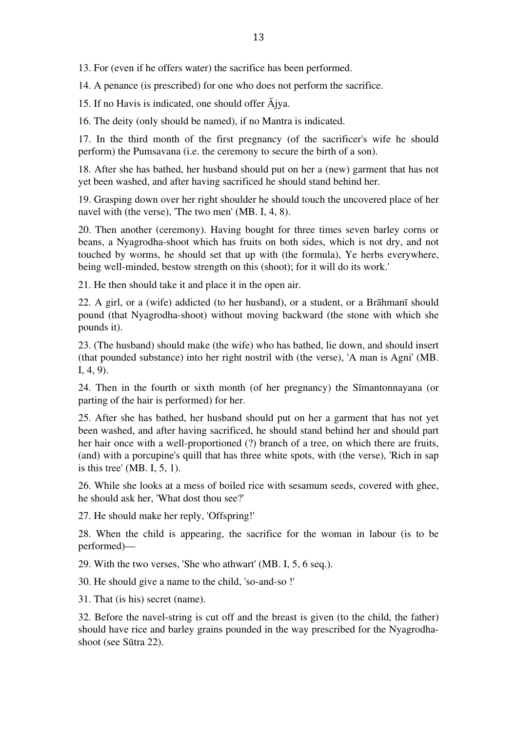13. For (even if he offers water) the sacrifice has been performed.

14. A penance (is prescribed) for one who does not perform the sacrifice.

15. If no Havis is indicated, one should offer Ājya.

16. The deity (only should be named), if no Mantra is indicated.

17. In the third month of the first pregnancy (of the sacrificer's wife he should perform) the Pumsavana (i.e. the ceremony to secure the birth of a son).

18. After she has bathed, her husband should put on her a (new) garment that has not yet been washed, and after having sacrificed he should stand behind her.

19. Grasping down over her right shoulder he should touch the uncovered place of her navel with (the verse), 'The two men' (MB. I, 4, 8).

20. Then another (ceremony). Having bought for three times seven barley corns or beans, a Nyagrodha-shoot which has fruits on both sides, which is not dry, and not touched by worms, he should set that up with (the formula), Ye herbs everywhere, being well-minded, bestow strength on this (shoot); for it will do its work.'

21. He then should take it and place it in the open air.

22. A girl, or a (wife) addicted (to her husband), or a student, or a Brāhmanī should pound (that Nyagrodha-shoot) without moving backward (the stone with which she pounds it).

23. (The husband) should make (the wife) who has bathed, lie down, and should insert (that pounded substance) into her right nostril with (the verse), 'A man is Agni' (MB. I, 4, 9).

24. Then in the fourth or sixth month (of her pregnancy) the Sīmantonnayana (or parting of the hair is performed) for her.

25. After she has bathed, her husband should put on her a garment that has not yet been washed, and after having sacrificed, he should stand behind her and should part her hair once with a well-proportioned (?) branch of a tree, on which there are fruits, (and) with a porcupine's quill that has three white spots, with (the verse), 'Rich in sap is this tree' (MB. I, 5, 1).

26. While she looks at a mess of boiled rice with sesamum seeds, covered with ghee, he should ask her, 'What dost thou see?'

27. He should make her reply, 'Offspring!'

28. When the child is appearing, the sacrifice for the woman in labour (is to be performed)—

29. With the two verses, 'She who athwart' (MB. I, 5, 6 seq.).

30. He should give a name to the child, 'so-and-so !'

31. That (is his) secret (name).

32. Before the navel-string is cut off and the breast is given (to the child, the father) should have rice and barley grains pounded in the way prescribed for the Nyagrodha-shoot (see Sūtra 22).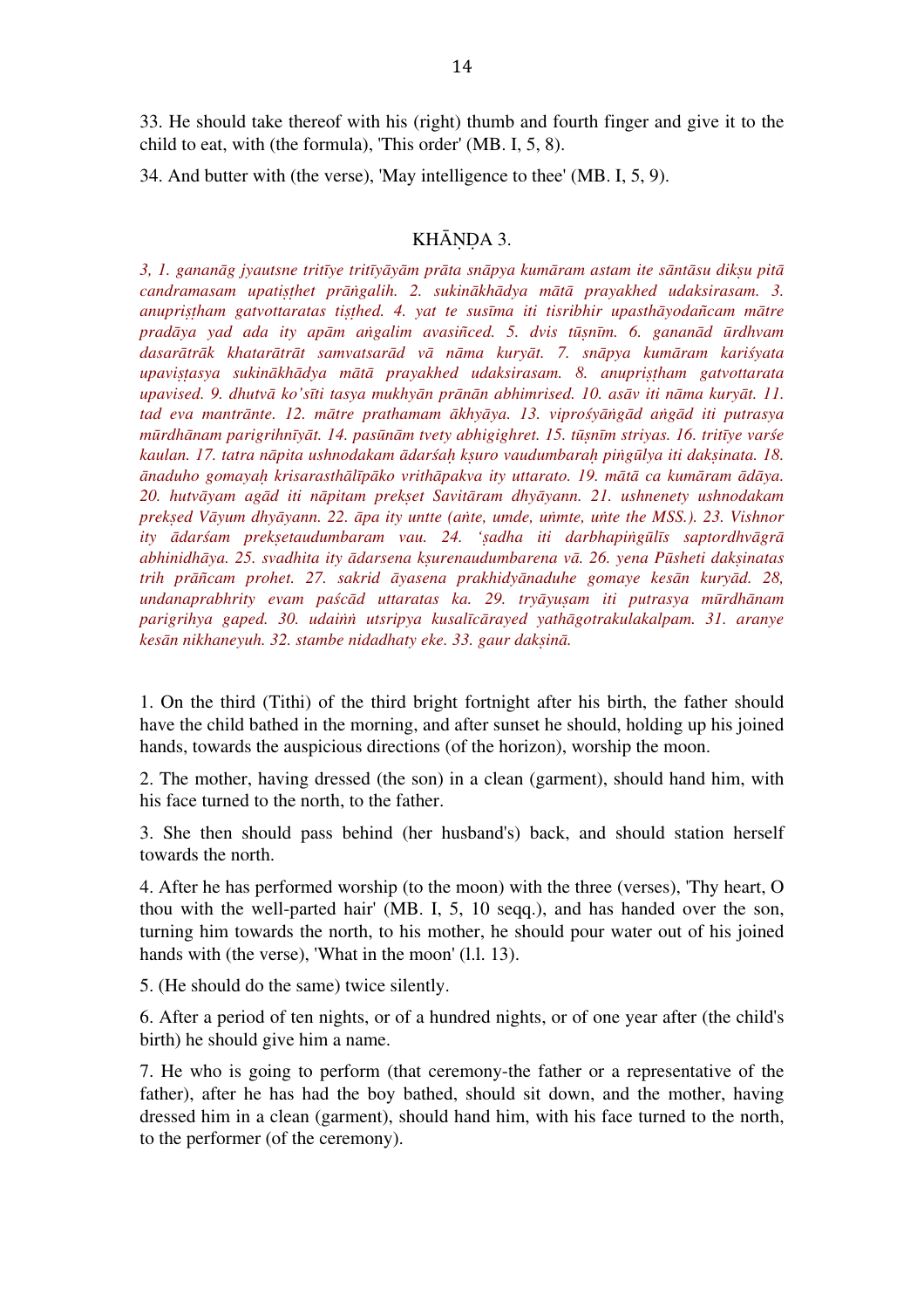33. He should take thereof with his (right) thumb and fourth finger and give it to the child to eat, with (the formula), 'This order' (MB. I, 5, 8).

34. And butter with (the verse), 'May intelligence to thee' (MB. I, 5, 9).

## KHĀṆḌA 3.

*3, 1. gananāg jyautsne tritīye tritīyāyām prāta snāpya kumāram astam ite sāntāsu dikṣu pitā candramasam upatiṣṭhet prāṅgalih. 2. sukinākhādya mātā prayakhed udaksirasam. 3. anupriṣṭham gatvottaratas tiṣṭhed. 4. yat te susīma iti tisribhir upasthāyodañcam mātre pradāya yad ada ity apām aṅgalim avasiñced. 5. dvis tūṣnīm. 6. gananād ūrdhvam dasarātrāk khatarātrāt samvatsarād vā nāma kuryāt. 7. snāpya kumāram kariśyata upaviṣṭasya sukinākhādya mātā prayakhed udaksirasam. 8. anupriṣtham gatvottarata upavised. 9. dhutvā ko'sīti tasya mukhyān prānān abhimrised. 10. asāv iti nāma kuryāt. 11. tad eva mantrānte. 12. mātre prathamam ākhyāya. 13. viprośyāṅgād aṅgād iti putrasya mūrdhānam parigrihnīyāt. 14. pasūnām tvety abhigighret. 15. tūṣnīm striyas. 16. tritīye varśe kaulan. 17. tatra nāpita ushnodakam ādarśaḥ kṣuro vaudumbaraḥ piṅgūlya iti dakṣinata. 18. ānaduho gomayaḥ krisarasthālīpāko vrithāpakva ity uttarato. 19. mātā ca kumāram ādāya. 20. hutvāyam agād iti nāpitam prekṣet Savitāram dhyāyann. 21. ushnenety ushnodakam prekṣed Vāyum dhyāyann. 22. āpa ity untte (aṅte, umde, uṅmte, uṅte the MSS.). 23. Vishnor ity ādarśam prekṣetaudumbaram vau. 24. 'ṣadha iti darbhapiṅgūlīs saptordhvāgrā abhinidhāya. 25. svadhita ity ādarsena kṣurenaudumbarena vā. 26. yena Pūsheti dakṣinatas trih prāñcam prohet. 27. sakrid āyasena prakhidyānaduhe gomaye kesān kuryād. 28, undanaprabhrity evam paścād uttaratas ka. 29. tryāyuṣam iti putrasya mūrdhānam parigrihya gaped. 30. udaiṅṅ utsripya kusalīcārayed yathāgotrakulakalpam. 31. aranye kesān nikhaneyuh. 32. stambe nidadhaty eke. 33. gaur dakṣinā.*

1. On the third (Tithi) of the third bright fortnight after his birth, the father should have the child bathed in the morning, and after sunset he should, holding up his joined hands, towards the auspicious directions (of the horizon), worship the moon.

2. The mother, having dressed (the son) in a clean (garment), should hand him, with his face turned to the north, to the father.

3. She then should pass behind (her husband's) back, and should station herself towards the north.

4. After he has performed worship (to the moon) with the three (verses), 'Thy heart, O thou with the well-parted hair' (MB. I, 5, 10 seqq.), and has handed over the son, turning him towards the north, to his mother, he should pour water out of his joined hands with (the verse), 'What in the moon' (l.l. 13).

5. (He should do the same) twice silently.

6. After a period of ten nights, or of a hundred nights, or of one year after (the child's birth) he should give him a name.

7. He who is going to perform (that ceremony-the father or a representative of the father), after he has had the boy bathed, should sit down, and the mother, having dressed him in a clean (garment), should hand him, with his face turned to the north, to the performer (of the ceremony).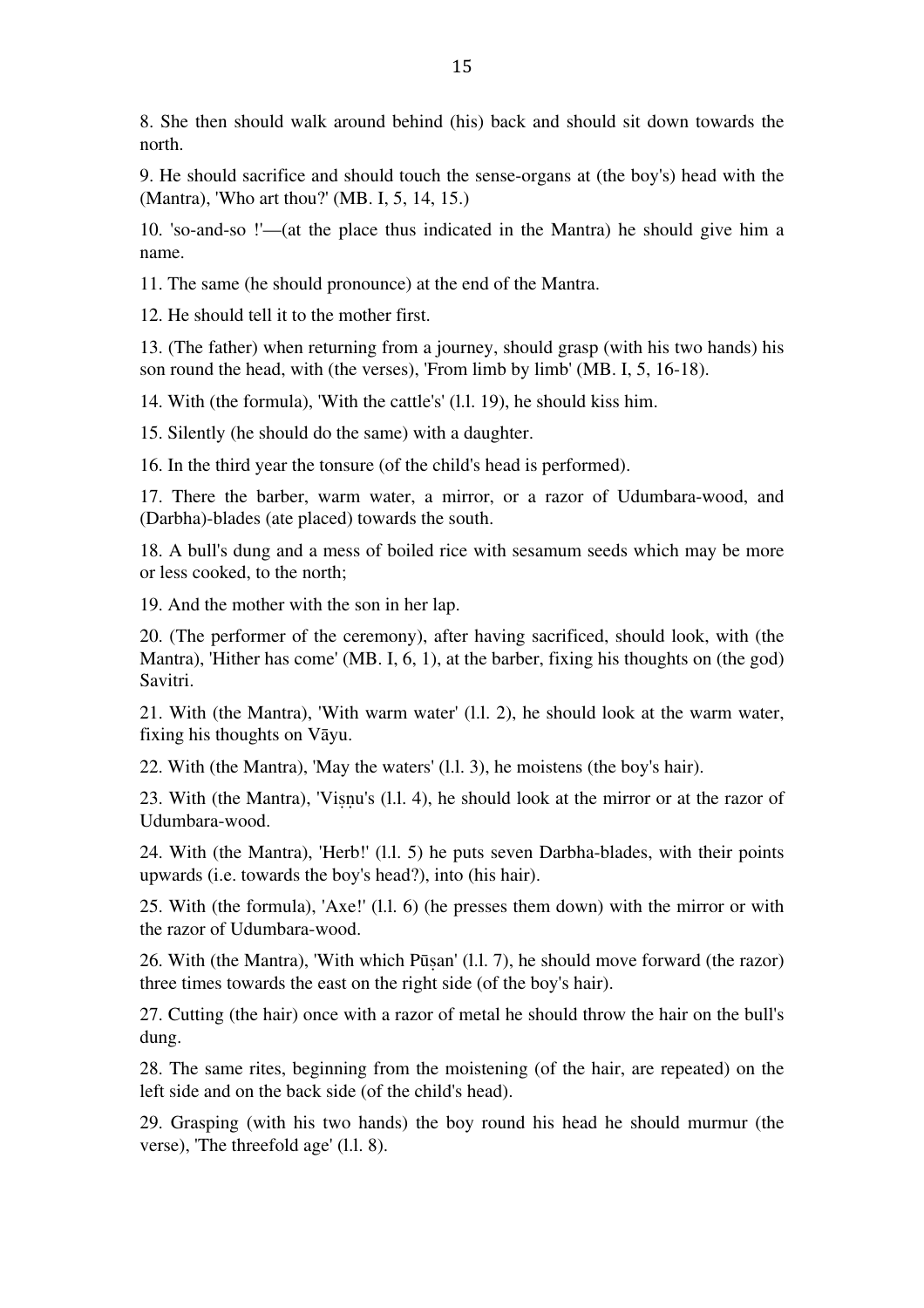8. She then should walk around behind (his) back and should sit down towards the north.

9. He should sacrifice and should touch the sense-organs at (the boy's) head with the (Mantra), 'Who art thou?' (MB. I, 5, 14, 15.)

10. 'so-and-so !'—(at the place thus indicated in the Mantra) he should give him a name.

11. The same (he should pronounce) at the end of the Mantra.

12. He should tell it to the mother first.

13. (The father) when returning from a journey, should grasp (with his two hands) his son round the head, with (the verses), 'From limb by limb' (MB. I, 5, 16-18).

14. With (the formula), 'With the cattle's' (l.l. 19), he should kiss him.

15. Silently (he should do the same) with a daughter.

16. In the third year the tonsure (of the child's head is performed).

17. There the barber, warm water, a mirror, or a razor of Udumbara-wood, and (Darbha)-blades (ate placed) towards the south.

18. A bull's dung and a mess of boiled rice with sesamum seeds which may be more or less cooked, to the north;

19. And the mother with the son in her lap.

20. (The performer of the ceremony), after having sacrificed, should look, with (the Mantra), 'Hither has come' (MB. I, 6, 1), at the barber, fixing his thoughts on (the god) Savitri.

21. With (the Mantra), 'With warm water' (l.l. 2), he should look at the warm water, fixing his thoughts on Vāyu.

22. With (the Mantra), 'May the waters' (l.l. 3), he moistens (the boy's hair).

23. With (the Mantra), 'Viṣṇu's (l.l. 4), he should look at the mirror or at the razor of Udumbara-wood.

24. With (the Mantra), 'Herb!' (l.l. 5) he puts seven Darbha-blades, with their points upwards (i.e. towards the boy's head?), into (his hair).

25. With (the formula), 'Axe!' (l.l. 6) (he presses them down) with the mirror or with the razor of Udumbara-wood.

26. With (the Mantra), 'With which Pūṣan' (l.l. 7), he should move forward (the razor) three times towards the east on the right side (of the boy's hair).

27. Cutting (the hair) once with a razor of metal he should throw the hair on the bull's dung.

28. The same rites, beginning from the moistening (of the hair, are repeated) on the left side and on the back side (of the child's head).

29. Grasping (with his two hands) the boy round his head he should murmur (the verse), 'The threefold age' (l.l. 8).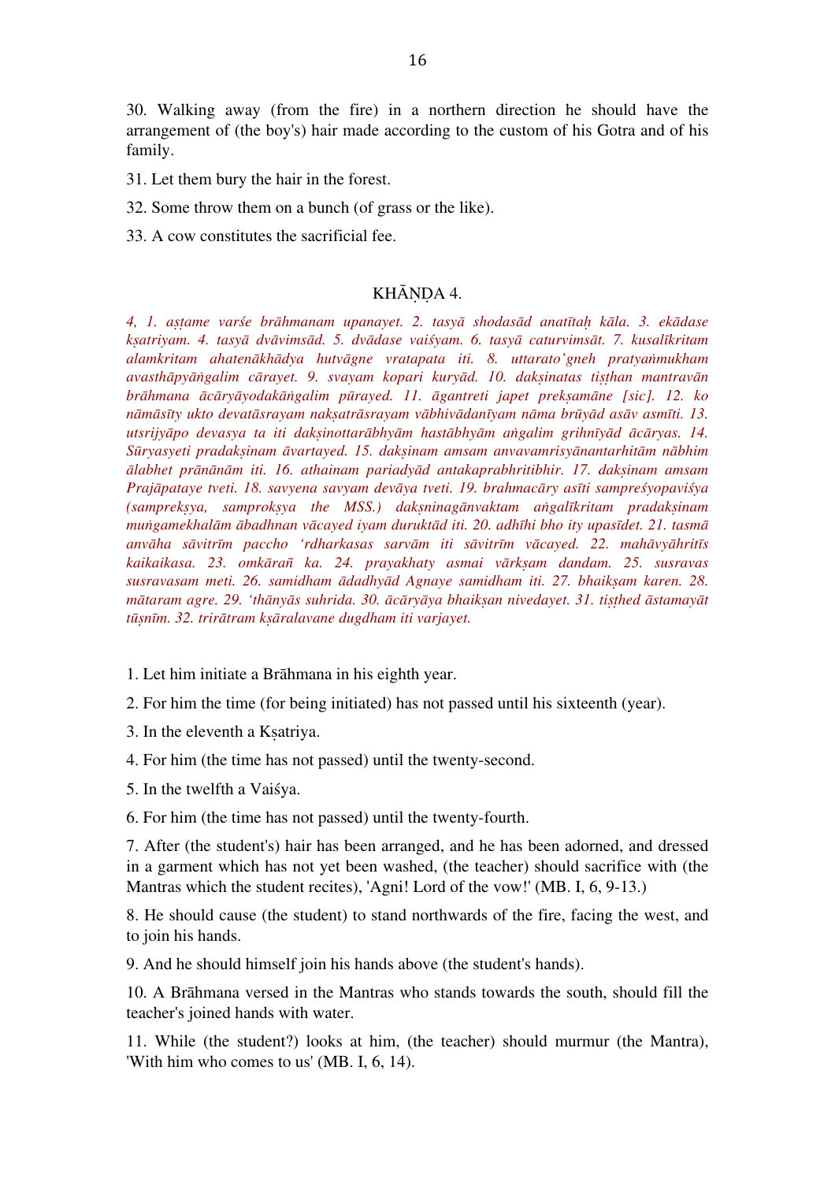30. Walking away (from the fire) in a northern direction he should have the arrangement of (the boy's) hair made according to the custom of his Gotra and of his family.

31. Let them bury the hair in the forest.

32. Some throw them on a bunch (of grass or the like).

33. A cow constitutes the sacrificial fee.

## KHĀṆḌA 4.

*4, 1. aṣṭame varśe brāhmanam upanayet. 2. tasyā shodasād anatītaḥ kāla. 3. ekādase kṣatriyam. 4. tasyā dvāvimsād. 5. dvādase vaiśyam. 6. tasyā caturvimsāt. 7. kusalīkritam alamkritam ahatenākhādya hutvāgne vratapata iti. 8. uttarato'gneh pratyaṅmukham avasthāpyāṅgalim cārayet. 9. svayam kopari kuryād. 10. dakṣinatas tiṣṭhan mantravān brāhmana ācāryāyodakāṅgalim pūrayed. 11. āgantreti japet prekṣamāne [sic]. 12. ko nāmāsīty ukto devatāsrayam nakṣatrāsrayam vābhivādanīyam nāma brūyād asāv asmīti. 13. utsrijyāpo devasya ta iti dakṣinottarābhyām hastābhyām aṅgalim grihnīyād ācāryas. 14. Sūryasyeti pradakṣinam āvartayed. 15. dakṣinam amsam anvavamrisyānantarhitām nābhim ālabhet prānānām iti. 16. athainam pariadyād antakaprabhritibhir. 17. dakṣinam amsam Prajāpataye tveti. 18. savyena savyam devāya tveti. 19. brahmacāry asīti sampreśyopaviśya (samprekṣya, samprokṣya the MSS.) dakṣninagānvaktam aṅgalīkritam pradakṣinam muṅgamekhalām ābadhnan vācayed iyam duruktād iti. 20. adhīhi bho ity upasīdet. 21. tasmā anvāha sāvitrīm paccho 'rdharkasas sarvām iti sāvitrīm vācayed. 22. mahāvyāhritīs kaikaikasa. 23. omkārañ ka. 24. prayakhaty asmai vārkṣam dandam. 25. susravas susravasam meti. 26. samidham ādadhyād Agnaye samidham iti. 27. bhaikṣam karen. 28. mātaram agre. 29. 'thānyās suhrida. 30. ācāryāya bhaikṣan nivedayet. 31. tiṣṭhed āstamayāt tūṣnīm. 32. trirātram kṣāralavane dugdham iti varjayet.*

1. Let him initiate a Brāhmana in his eighth year.

2. For him the time (for being initiated) has not passed until his sixteenth (year).

3. In the eleventh a Kṣatriya.

4. For him (the time has not passed) until the twenty-second.

5. In the twelfth a Vaiśya.

6. For him (the time has not passed) until the twenty-fourth.

7. After (the student's) hair has been arranged, and he has been adorned, and dressed in a garment which has not yet been washed, (the teacher) should sacrifice with (the Mantras which the student recites), 'Agni! Lord of the vow!' (MB. I, 6, 9-13.)

8. He should cause (the student) to stand northwards of the fire, facing the west, and to join his hands.

9. And he should himself join his hands above (the student's hands).

10. A Brāhmana versed in the Mantras who stands towards the south, should fill the teacher's joined hands with water.

11. While (the student?) looks at him, (the teacher) should murmur (the Mantra), 'With him who comes to us' (MB. I, 6, 14).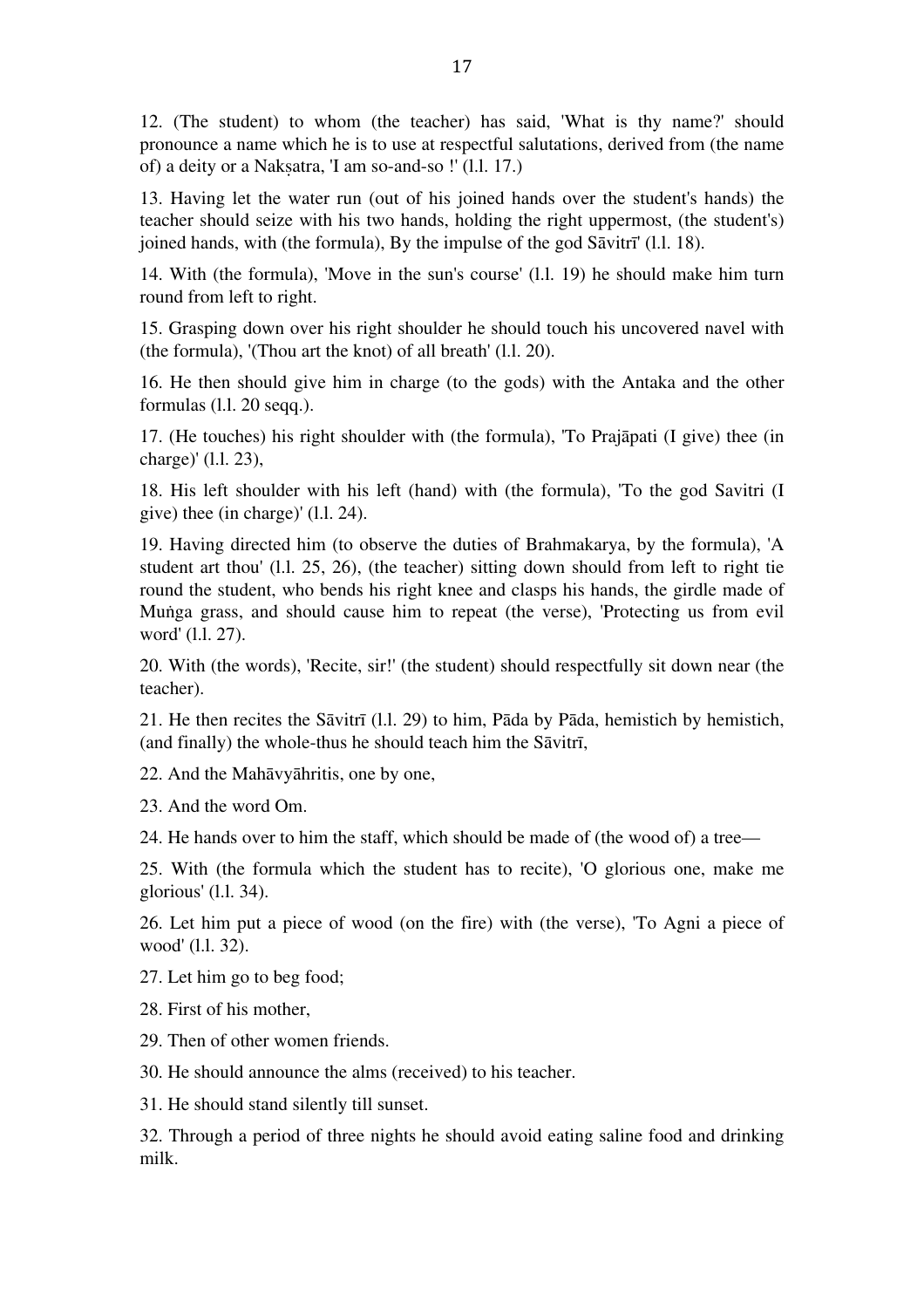12. (The student) to whom (the teacher) has said, 'What is thy name?' should pronounce a name which he is to use at respectful salutations, derived from (the name of) a deity or a Nakṣatra, 'I am so-and-so !' (l.l. 17.)

13. Having let the water run (out of his joined hands over the student's hands) the teacher should seize with his two hands, holding the right uppermost, (the student's) joined hands, with (the formula), By the impulse of the god Sāvitrī' (l.l. 18).

14. With (the formula), 'Move in the sun's course' (l.l. 19) he should make him turn round from left to right.

15. Grasping down over his right shoulder he should touch his uncovered navel with (the formula), '(Thou art the knot) of all breath' (l.l. 20).

16. He then should give him in charge (to the gods) with the Antaka and the other formulas (l.l. 20 seqq.).

17. (He touches) his right shoulder with (the formula), 'To Prajāpati (I give) thee (in charge)' (l.l. 23),

18. His left shoulder with his left (hand) with (the formula), 'To the god Savitri (I give) thee (in charge)' (l.l. 24).

19. Having directed him (to observe the duties of Brahmakarya, by the formula), 'A student art thou' (l.l. 25, 26), (the teacher) sitting down should from left to right tie round the student, who bends his right knee and clasps his hands, the girdle made of Muṅga grass, and should cause him to repeat (the verse), 'Protecting us from evil word' (l.l. 27).

20. With (the words), 'Recite, sir!' (the student) should respectfully sit down near (the teacher).

21. He then recites the Sāvitrī (l.l. 29) to him, Pāda by Pāda, hemistich by hemistich, (and finally) the whole-thus he should teach him the Sāvitrī,

22. And the Mahāvyāhritis, one by one,

23. And the word Om.

24. He hands over to him the staff, which should be made of (the wood of) a tree—

25. With (the formula which the student has to recite), 'O glorious one, make me glorious' (l.l. 34).

26. Let him put a piece of wood (on the fire) with (the verse), 'To Agni a piece of wood' (l.l. 32).

27. Let him go to beg food;

28. First of his mother,

29. Then of other women friends.

30. He should announce the alms (received) to his teacher.

31. He should stand silently till sunset.

32. Through a period of three nights he should avoid eating saline food and drinking milk.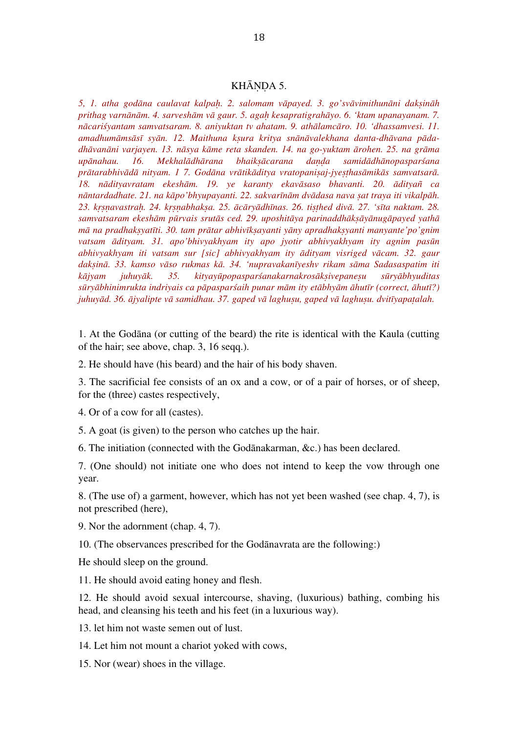# KHĀṆḌA 5.

*5, 1. atha godāna caulavat kalpaḥ. 2. salomam vāpayed. 3. go'svāvimithunāni dakṣināḥ prithag varnānām. 4. sarveshām vā gaur. 5. agaḥ kesapratigrahāyo. 6. 'ktam upanayanam. 7. nācariśyantam samvatsaram. 8. aniyuktan tv ahatam. 9. athālamcāro. 10. 'dhassamvesi. 11. amadhumāmsāsī syān. 12. Maithuna kṣura kritya snānāvalekhana danta-dhāvana pāda-dhāvanāni varjayen. 13. nāsya kāme reta skanden. 14. na go-yuktam ārohen. 25. na grāma upānahau. 16. Mekhalādhārana bhaikṣācarana daṇḍa samidādhānopasparśana prātarabhivādā nityam. 1 7. Godāna vrātikāditya vratopaniṣaj-jyeṣṭhasāmikās samvatsarā. 18. nādityavratam ekeshām. 19. ye karanty ekavāsaso bhavanti. 20. ādityañ ca nāntardadhate. 21. na kāpo'bhyupayanti. 22. sakvarīnām dvādasa nava ṣat traya iti vikalpāḥ. 23. kṛṣṇavastraḥ. 24. kṛṣṇabhakṣa. 25. ācāryādhīnas. 26. tiṣṭhed divā. 27. 'sīta naktam. 28. samvatsaram ekeshām pūrvais srutās ced. 29. uposhitāya parinaddhākṣāyānugāpayed yathā mā na pradhakṣyatīti. 30. tam prātar abhivīkṣayanti yāny apradhakṣyanti manyante'po'gnim vatsam ādityam. 31. apo'bhivyakhyam ity apo jyotir abhivyakhyam ity agnim pasūn abhivyakhyam iti vatsam sur [sic] abhivyakhyam ity ādityam visriged vācam. 32. gaur dakṣinā. 33. kamso vāso rukmas kā. 34. 'nupravakanīyeshv rikam sāma Sadasaspatim iti kājyam juhuyāk. 35. kityayūpopasparśanakarnakrosākṣivepaneṣu sūryābhyuditas sūryābhinimrukta indriyais ca pāpasparśaih punar mām ity etābhyām āhutīr (correct, āhutī?) juhuyād. 36. ājyalipte vā samidhau. 37. gaped vā laghuṣu, gaped vā laghuṣu. dvitīyapaṭalah.*

1. At the Godāna (or cutting of the beard) the rite is identical with the Kaula (cutting of the hair; see above, chap. 3, 16 seqq.).

2. He should have (his beard) and the hair of his body shaven.

3. The sacrificial fee consists of an ox and a cow, or of a pair of horses, or of sheep, for the (three) castes respectively,

4. Or of a cow for all (castes).

5. A goat (is given) to the person who catches up the hair.

6. The initiation (connected with the Godānakarman, &c.) has been declared.

7. (One should) not initiate one who does not intend to keep the vow through one year.

8. (The use of) a garment, however, which has not yet been washed (see chap. 4, 7), is not prescribed (here),

9. Nor the adornment (chap. 4, 7).

10. (The observances prescribed for the Godānavrata are the following:)

He should sleep on the ground.

11. He should avoid eating honey and flesh.

12. He should avoid sexual intercourse, shaving, (luxurious) bathing, combing his head, and cleansing his teeth and his feet (in a luxurious way).

13. let him not waste semen out of lust.

14. Let him not mount a chariot yoked with cows,

15. Nor (wear) shoes in the village.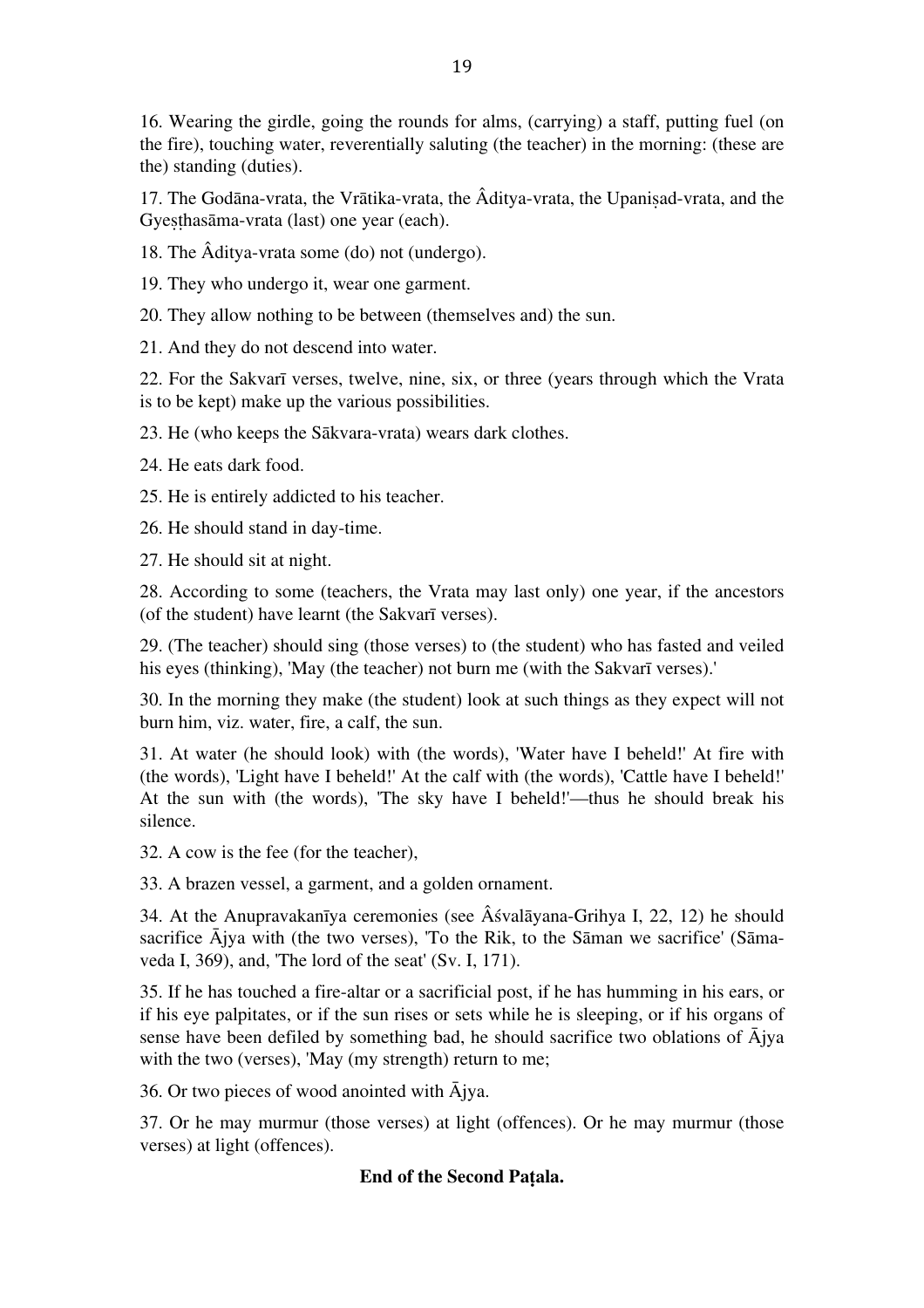16. Wearing the girdle, going the rounds for alms, (carrying) a staff, putting fuel (on the fire), touching water, reverentially saluting (the teacher) in the morning: (these are the) standing (duties).

17. The Godāna-vrata, the Vrātika-vrata, the Âditya-vrata, the Upaniṣad-vrata, and the Gyeṣṭhasāma-vrata (last) one year (each).

18. The Âditya-vrata some (do) not (undergo).

19. They who undergo it, wear one garment.

20. They allow nothing to be between (themselves and) the sun.

21. And they do not descend into water.

22. For the Sakvarī verses, twelve, nine, six, or three (years through which the Vrata is to be kept) make up the various possibilities.

23. He (who keeps the Sākvara-vrata) wears dark clothes.

24. He eats dark food.

25. He is entirely addicted to his teacher.

26. He should stand in day-time.

27. He should sit at night.

28. According to some (teachers, the Vrata may last only) one year, if the ancestors (of the student) have learnt (the Sakvarī verses).

29. (The teacher) should sing (those verses) to (the student) who has fasted and veiled his eyes (thinking), 'May (the teacher) not burn me (with the Sakvarī verses).'

30. In the morning they make (the student) look at such things as they expect will not burn him, viz. water, fire, a calf, the sun.

31. At water (he should look) with (the words), 'Water have I beheld!' At fire with (the words), 'Light have I beheld!' At the calf with (the words), 'Cattle have I beheld!' At the sun with (the words), 'The sky have I beheld!'—thus he should break his silence.

32. A cow is the fee (for the teacher),

33. A brazen vessel, a garment, and a golden ornament.

34. At the Anupravakanīya ceremonies (see Âśvalāyana-Grihya I, 22, 12) he should sacrifice Ājya with (the two verses), 'To the Rik, to the Sāman we sacrifice' (Sāma-veda I, 369), and, 'The lord of the seat' (Sv. I, 171).

35. If he has touched a fire-altar or a sacrificial post, if he has humming in his ears, or if his eye palpitates, or if the sun rises or sets while he is sleeping, or if his organs of sense have been defiled by something bad, he should sacrifice two oblations of Ājya with the two (verses), 'May (my strength) return to me;

36. Or two pieces of wood anointed with Ājya.

37. Or he may murmur (those verses) at light (offences). Or he may murmur (those verses) at light (offences).

**End of the Second Paṭala.**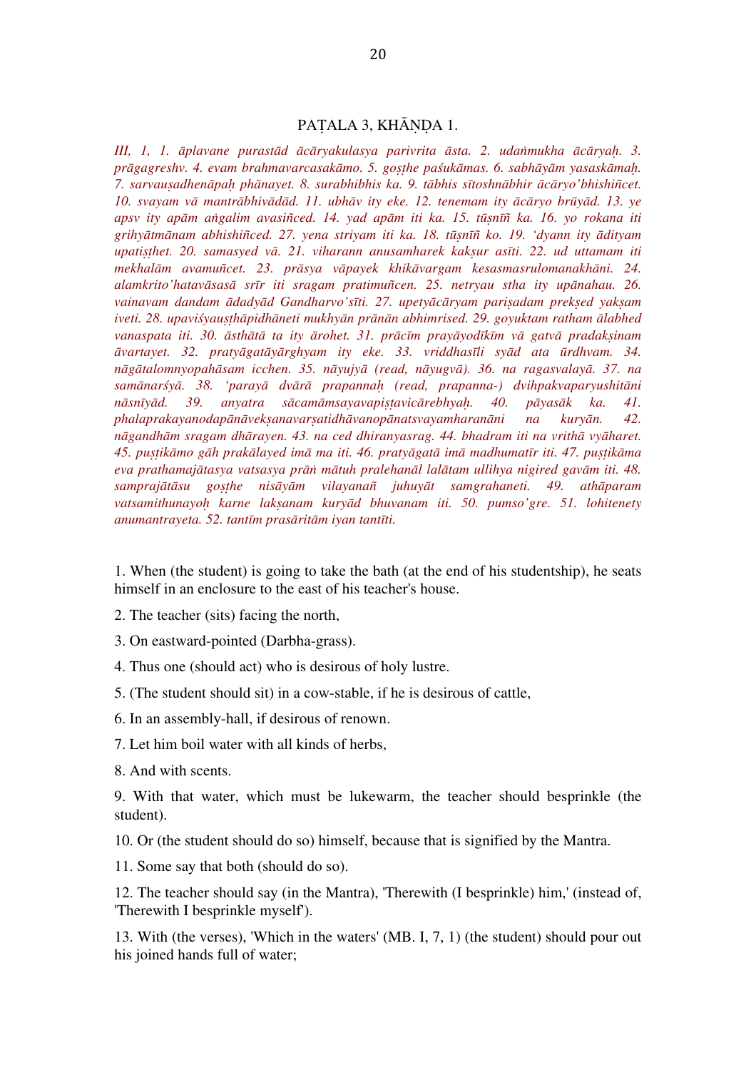## PAṬALA 3, KHĀṆḌA 1.

*III, 1, 1. āplavane purastād ācāryakulasya parivrita āsta. 2. udaṅmukha ācāryaḥ. 3. prāgagreshv. 4. evam brahmavarcasakāmo. 5. goṣṭhe paśukāmas. 6. sabhāyām yasaskāmaḥ. 7. sarvauṣadhenāpaḥ phānayet. 8. surabhibhis ka. 9. tābhis sītoshnābhir ācāryo'bhishiñcet. 10. svayam vā mantrābhivādād. 11. ubhāv ity eke. 12. tenemam ity ācāryo brūyād. 13. ye apsv ity apām aṅgalim avasiñced. 14. yad apām iti ka. 15. tūṣnīñ ka. 16. yo rokana iti grihyātmānam abhishiñced. 27. yena striyam iti ka. 18. tūṣnīñ ko. 19. 'dyann ity ādityam upatiṣṭhet. 20. samasyed vā. 21. viharann anusamharek kakṣur asīti. 22. ud uttamam iti mekhalām avamuñcet. 23. prāsya vāpayek khikāvargam kesasmasrulomanakhāni. 24. alamkrito'hatavāsasā srīr iti sragam pratimuñcen. 25. netryau stha ity upānahau. 26. vainavam dandam ādadyād Gandharvo'sīti. 27. upetyācāryam pariṣadam prekṣed yakṣam iveti. 28. upaviśyauṣṭhāpidhāneti mukhyān prānān abhimrised. 29. goyuktam ratham ālabhed vanaspata iti. 30. āsthātā ta ity ārohet. 31. prācīm prayāyodīkīm vā gatvā pradakṣinam āvartayet. 32. pratyāgatāyārghyam ity eke. 33. vriddhasīli syād ata ūrdhvam. 34. nāgātalomnyopahāsam icchen. 35. nāyujyā (read, nāyugvā). 36. na ragasvalayā. 37. na samānarśyā. 38. 'parayā dvārā prapannaḥ (read, prapanna-) dvihpakvaparyushitāni nāsnīyād. 39. anyatra sācamāmsayavapiṣṭavicārebhyaḥ. 40. pāyasāk ka. 41. phalaprakayanodapānāvekṣanavarṣatidhāvanopānatsvayamharanāni na kuryān. 42. nāgandhām sragam dhārayen. 43. na ced dhiranyasrag. 44. bhadram iti na vrithā vyāharet. 45. puṣṭikāmo gāh prakālayed imā ma iti. 46. pratyāgatā imā madhumatīr iti. 47. puṣṭikāma eva prathamajātasya vatsasya prāṅ mātuh pralehanāl lalātam ullihya nigired gavām iti. 48. samprajātāsu goṣṭhe nisāyām vilayanañ juhuyāt samgrahaneti. 49. athāparam vatsamithunayoḥ karne lakṣanam kuryād bhuvanam iti. 50. pumso'gre. 51. lohitenety anumantrayeta. 52. tantīm prasāritām iyan tantīti.*

1. When (the student) is going to take the bath (at the end of his studentship), he seats himself in an enclosure to the east of his teacher's house.

2. The teacher (sits) facing the north,

3. On eastward-pointed (Darbha-grass).

4. Thus one (should act) who is desirous of holy lustre.

5. (The student should sit) in a cow-stable, if he is desirous of cattle,

6. In an assembly-hall, if desirous of renown.

7. Let him boil water with all kinds of herbs,

8. And with scents.

9. With that water, which must be lukewarm, the teacher should besprinkle (the student).

10. Or (the student should do so) himself, because that is signified by the Mantra.

11. Some say that both (should do so).

12. The teacher should say (in the Mantra), 'Therewith (I besprinkle) him,' (instead of, 'Therewith I besprinkle myself').

13. With (the verses), 'Which in the waters' (MB. I, 7, 1) (the student) should pour out his joined hands full of water;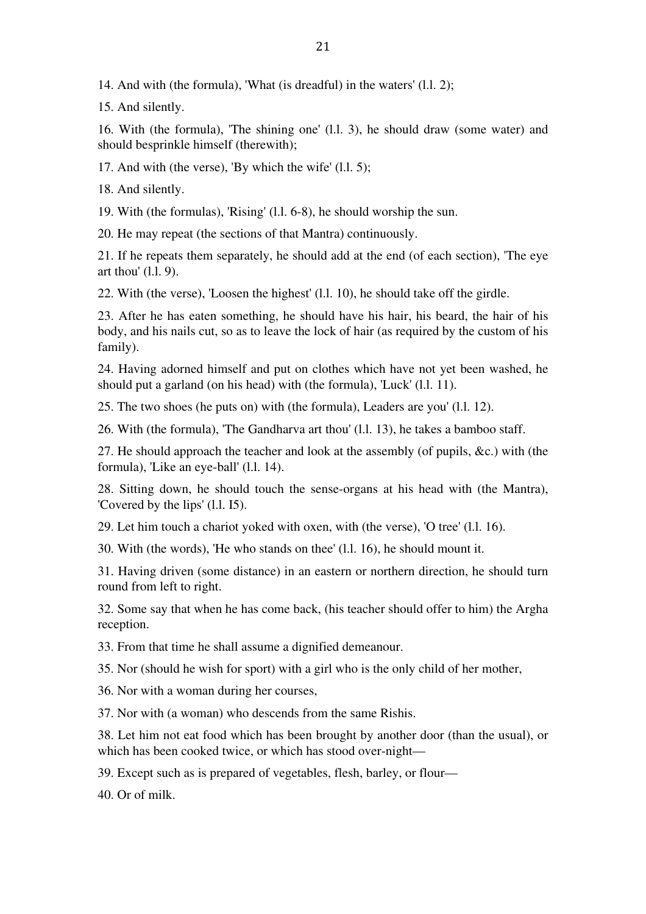14. And with (the formula), 'What (is dreadful) in the waters' (l.l. 2);

15. And silently.

16. With (the formula), 'The shining one' (l.l. 3), he should draw (some water) and should besprinkle himself (therewith);

17. And with (the verse), 'By which the wife' (l.l. 5);

18. And silently.

19. With (the formulas), 'Rising' (l.l. 6-8), he should worship the sun.

20. He may repeat (the sections of that Mantra) continuously.

21. If he repeats them separately, he should add at the end (of each section), 'The eye art thou' (l.l. 9).

22. With (the verse), 'Loosen the highest' (l.l. 10), he should take off the girdle.

23. After he has eaten something, he should have his hair, his beard, the hair of his body, and his nails cut, so as to leave the lock of hair (as required by the custom of his family).

24. Having adorned himself and put on clothes which have not yet been washed, he should put a garland (on his head) with (the formula), 'Luck' (l.l. 11).

25. The two shoes (he puts on) with (the formula), Leaders are you' (l.l. 12).

26. With (the formula), 'The Gandharva art thou' (l.l. 13), he takes a bamboo staff.

27. He should approach the teacher and look at the assembly (of pupils, &c.) with (the formula), 'Like an eye-ball' (l.l. 14).

28. Sitting down, he should touch the sense-organs at his head with (the Mantra), 'Covered by the lips' (l.l. I5).

29. Let him touch a chariot yoked with oxen, with (the verse), 'O tree' (l.l. 16).

30. With (the words), 'He who stands on thee' (l.l. 16), he should mount it.

31. Having driven (some distance) in an eastern or northern direction, he should turn round from left to right.

32. Some say that when he has come back, (his teacher should offer to him) the Argha reception.

33. From that time he shall assume a dignified demeanour.

35. Nor (should he wish for sport) with a girl who is the only child of her mother,

36. Nor with a woman during her courses,

37. Nor with (a woman) who descends from the same Rishis.

38. Let him not eat food which has been brought by another door (than the usual), or which has been cooked twice, or which has stood over-night—

39. Except such as is prepared of vegetables, flesh, barley, or flour—

40. Or of milk.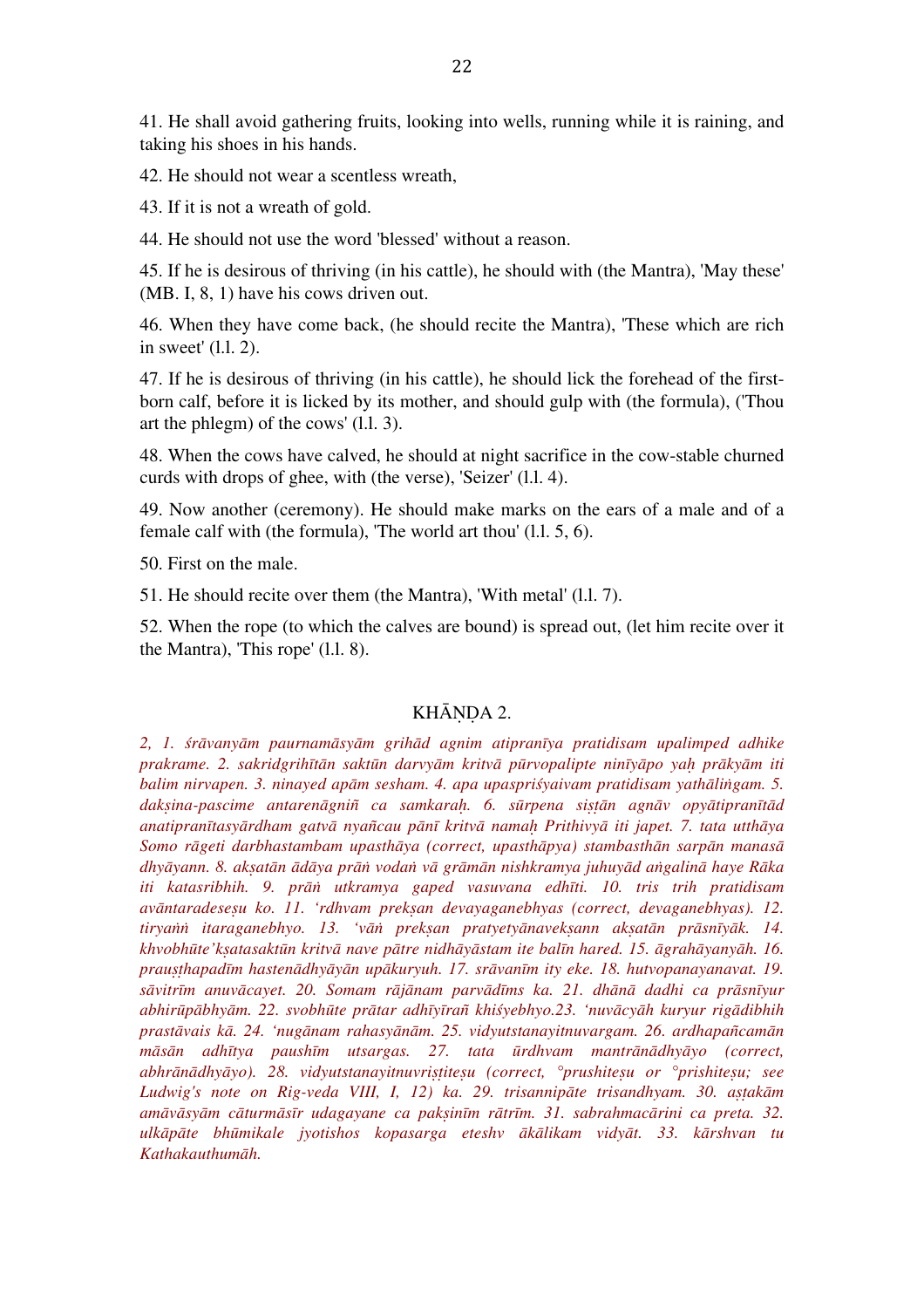41. He shall avoid gathering fruits, looking into wells, running while it is raining, and taking his shoes in his hands.

42. He should not wear a scentless wreath,

43. If it is not a wreath of gold.

44. He should not use the word 'blessed' without a reason.

45. If he is desirous of thriving (in his cattle), he should with (the Mantra), 'May these' (MB. I, 8, 1) have his cows driven out.

46. When they have come back, (he should recite the Mantra), 'These which are rich in sweet' (l.l. 2).

47. If he is desirous of thriving (in his cattle), he should lick the forehead of the first-born calf, before it is licked by its mother, and should gulp with (the formula), ('Thou art the phlegm) of the cows' (l.l. 3).

48. When the cows have calved, he should at night sacrifice in the cow-stable churned curds with drops of ghee, with (the verse), 'Seizer' (l.l. 4).

49. Now another (ceremony). He should make marks on the ears of a male and of a female calf with (the formula), 'The world art thou' (l.l. 5, 6).

50. First on the male.

51. He should recite over them (the Mantra), 'With metal' (l.l. 7).

52. When the rope (to which the calves are bound) is spread out, (let him recite over it the Mantra), 'This rope' (l.l. 8).

## KHĀṆḌA 2.

*2, 1. śrāvanyām paurnamāsyām grihād agnim atipranīya pratidisam upalimped adhike prakrame. 2. sakridgrihītān saktūn darvyām kritvā pūrvopalipte ninīyāpo yaḥ prākyām iti balim nirvapen. 3. ninayed apām sesham. 4. apa upaspriśyaivam pratidisam yathāliṅgam. 5. dakṣina-pascime antarenāgniñ ca samkaraḥ. 6. sūrpena siṣṭān agnāv opyātipranītād anatipranītasyārdham gatvā nyañcau pānī kritvā namaḥ Prithivyā iti japet. 7. tata utthāya Somo rāgeti darbhastambam upasthāya (correct, upasthāpya) stambasthān sarpān manasā dhyāyann. 8. akṣatān ādāya prāṅ vodaṅ vā grāmān nishkramya juhuyād aṅgalinā haye Rāka iti katasribhih. 9. prāṅ utkramya gaped vasuvana edhīti. 10. tris trih pratidisam avāntaradeseṣu ko. 11. 'rdhvam prekṣan devayaganebhyas (correct, devaganebhyas). 12. tiryaṅṅ itaraganebhyo. 13. 'vāṅ prekṣan pratyetyānavekṣann akṣatān prāsnīyāk. 14. khvobhūte'kṣatasaktūn kritvā nave pātre nidhāyāstam ite balīn hared. 15. āgrahāyanyāh. 16. prauṣṭhapadīm hastenādhyāyān upākuryuh. 17. srāvanīm ity eke. 18. hutvopanayanavat. 19. sāvitrīm anuvācayet. 20. Somam rājānam parvādīms ka. 21. dhānā dadhi ca prāsnīyur abhirūpābhyām. 22. svobhūte prātar adhīyīrañ khiśyebhyo.23. 'nuvācyāh kuryur rigādibhih prastāvais kā. 24. 'nugānam rahasyānām. 25. vidyutstanayitnuvargam. 26. ardhapañcamān māsān adhītya paushīm utsargas. 27. tata ūrdhvam mantrānādhyāyo (correct, abhrānādhyāyo). 28. vidyutstanayitnuvriṣṭiteṣu (correct, °prushiteṣu or °prishiteṣu; see Ludwig's note on Rig-veda VIII, I, 12) ka. 29. trisannipāte trisandhyam. 30. aṣṭakām amāvāsyām cāturmāsīr udagayane ca pakṣinīm rātrīm. 31. sabrahmacārini ca preta. 32. ulkāpāte bhūmikale jyotishos kopasarga eteshv ākālikam vidyāt. 33. kārshvan tu Kathakauthumāh.*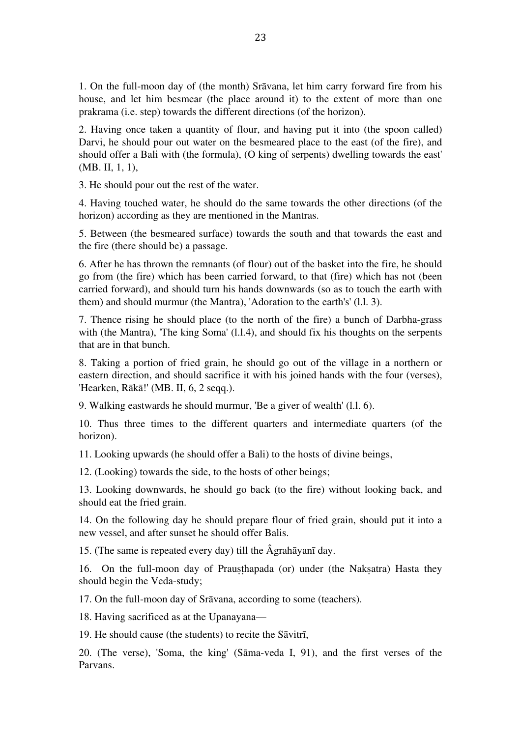1. On the full-moon day of (the month) Srāvana, let him carry forward fire from his house, and let him besmear (the place around it) to the extent of more than one prakrama (i.e. step) towards the different directions (of the horizon).

2. Having once taken a quantity of flour, and having put it into (the spoon called) Darvi, he should pour out water on the besmeared place to the east (of the fire), and should offer a Bali with (the formula), (O king of serpents) dwelling towards the east' (MB. II, 1, 1),

3. He should pour out the rest of the water.

4. Having touched water, he should do the same towards the other directions (of the horizon) according as they are mentioned in the Mantras.

5. Between (the besmeared surface) towards the south and that towards the east and the fire (there should be) a passage.

6. After he has thrown the remnants (of flour) out of the basket into the fire, he should go from (the fire) which has been carried forward, to that (fire) which has not (been carried forward), and should turn his hands downwards (so as to touch the earth with them) and should murmur (the Mantra), 'Adoration to the earth's' (l.l. 3).

7. Thence rising he should place (to the north of the fire) a bunch of Darbha-grass with (the Mantra), 'The king Soma' (l.l.4), and should fix his thoughts on the serpents that are in that bunch.

8. Taking a portion of fried grain, he should go out of the village in a northern or eastern direction, and should sacrifice it with his joined hands with the four (verses), 'Hearken, Rākā!' (MB. II, 6, 2 seqq.).

9. Walking eastwards he should murmur, 'Be a giver of wealth' (l.l. 6).

10. Thus three times to the different quarters and intermediate quarters (of the horizon).

11. Looking upwards (he should offer a Bali) to the hosts of divine beings,

12. (Looking) towards the side, to the hosts of other beings;

13. Looking downwards, he should go back (to the fire) without looking back, and should eat the fried grain.

14. On the following day he should prepare flour of fried grain, should put it into a new vessel, and after sunset he should offer Balis.

15. (The same is repeated every day) till the Âgrahāyanī day.

16. On the full-moon day of Prauṣṭhapada (or) under (the Nakṣatra) Hasta they should begin the Veda-study;

17. On the full-moon day of Srāvana, according to some (teachers).

18. Having sacrificed as at the Upanayana—

19. He should cause (the students) to recite the Sāvitrī,

20. (The verse), 'Soma, the king' (Sāma-veda I, 91), and the first verses of the Parvans.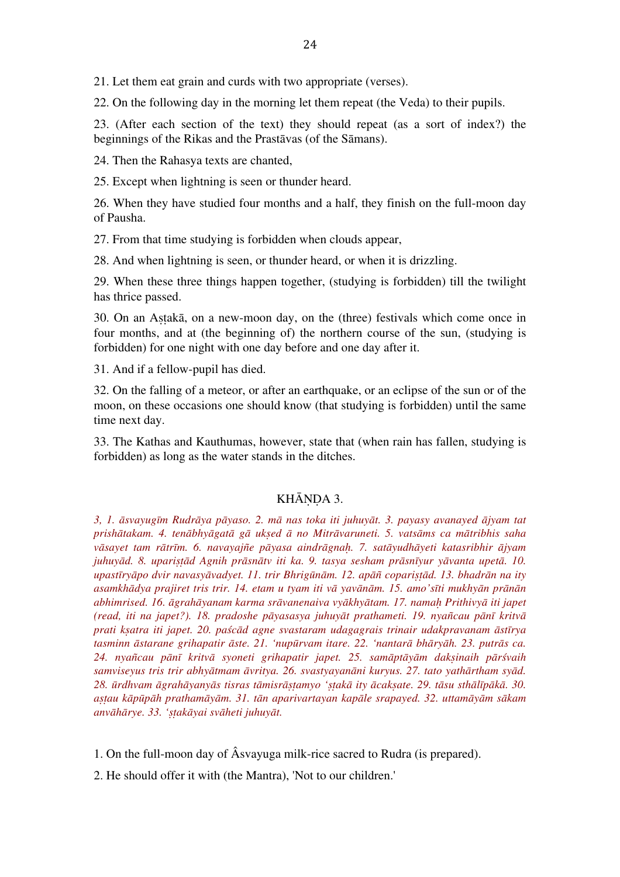21. Let them eat grain and curds with two appropriate (verses).

22. On the following day in the morning let them repeat (the Veda) to their pupils.

23. (After each section of the text) they should repeat (as a sort of index?) the beginnings of the Rikas and the Prastāvas (of the Sāmans).

24. Then the Rahasya texts are chanted,

25. Except when lightning is seen or thunder heard.

26. When they have studied four months and a half, they finish on the full-moon day of Pausha.

27. From that time studying is forbidden when clouds appear,

28. And when lightning is seen, or thunder heard, or when it is drizzling.

29. When these three things happen together, (studying is forbidden) till the twilight has thrice passed.

30. On an Aṣṭakā, on a new-moon day, on the (three) festivals which come once in four months, and at (the beginning of) the northern course of the sun, (studying is forbidden) for one night with one day before and one day after it.

31. And if a fellow-pupil has died.

32. On the falling of a meteor, or after an earthquake, or an eclipse of the sun or of the moon, on these occasions one should know (that studying is forbidden) until the same time next day.

33. The Kathas and Kauthumas, however, state that (when rain has fallen, studying is forbidden) as long as the water stands in the ditches.

## KHĀṆḌA 3.

*3, 1. āsvayugīm Rudrāya pāyaso. 2. mā nas toka iti juhuyāt. 3. payasy avanayed ājyam tat prishātakam. 4. tenābhyāgatā gā ukṣed ā no Mitrāvaruneti. 5. vatsāms ca mātribhis saha vāsayet tam rātrīm. 6. navayajñe pāyasa aindrāgnaḥ. 7. satāyudhāyeti katasribhir ājyam juhuyād. 8. upariṣṭād Agnih prāsnātv iti ka. 9. tasya sesham prāsnīyur yāvanta upetā. 10. upastīryāpo dvir navasyāvadyet. 11. trir Bhrigūnām. 12. apāñ copariṣṭād. 13. bhadrān na ity asamkhādya prajiret tris trir. 14. etam u tyam iti vā yavānām. 15. amo'sīti mukhyān prānān abhimrised. 16. āgrahāyanam karma srāvanenaiva vyākhyātam. 17. namaḥ Prithivyā iti japet (read, iti na japet?). 18. pradoshe pāyasasya juhuyāt prathameti. 19. nyañcau pānī kritvā prati kṣatra iti japet. 20. paścād agne svastaram udagagrais trinair udakpravanam āstīrya tasminn āstarane grihapatir āste. 21. 'nupūrvam itare. 22. 'nantarā bhāryāh. 23. putrās ca. 24. nyañcau pānī kritvā syoneti grihapatir japet. 25. samāptāyām dakṣinaih pārśvaih samviseyus tris trir abhyātmam āvritya. 26. svastyayanāni kuryus. 27. tato yathārtham syād. 28. ūrdhvam āgrahāyanyās tisras tāmisrāṣṭamyo 'ṣṭakā ity ācakṣate. 29. tāsu sthālīpākā. 30. aṣṭau kāpūpāh prathamāyām. 31. tān aparivartayan kapāle srapayed. 32. uttamāyām sākam anvāhārye. 33. 'ṣṭakāyai svāheti juhuyāt.*

1. On the full-moon day of Âsvayuga milk-rice sacred to Rudra (is prepared).

2. He should offer it with (the Mantra), 'Not to our children.'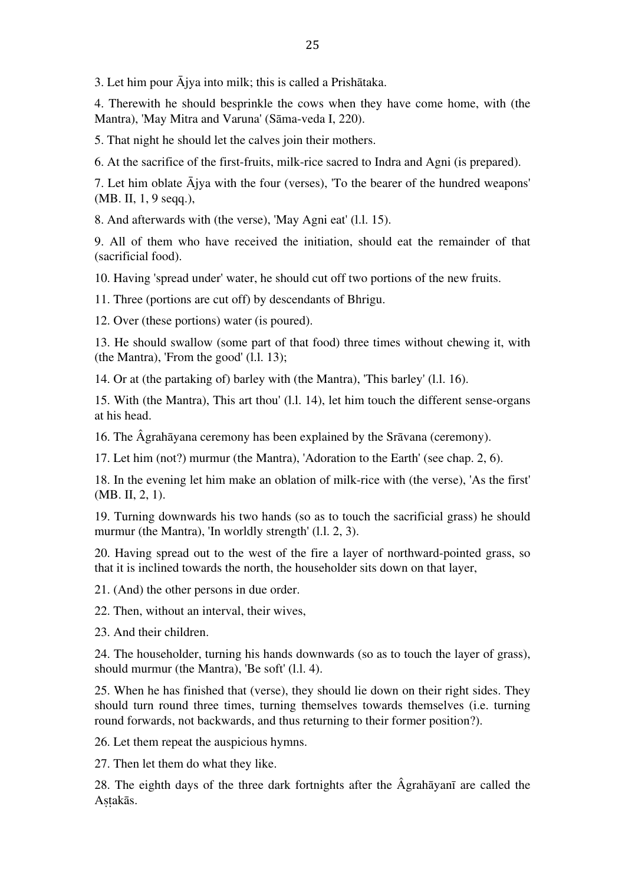3. Let him pour Ājya into milk; this is called a Prishātaka.

4. Therewith he should besprinkle the cows when they have come home, with (the Mantra), 'May Mitra and Varuna' (Sāma-veda I, 220).

5. That night he should let the calves join their mothers.

6. At the sacrifice of the first-fruits, milk-rice sacred to Indra and Agni (is prepared).

7. Let him oblate Ājya with the four (verses), 'To the bearer of the hundred weapons' (MB. II, 1, 9 seqq.),

8. And afterwards with (the verse), 'May Agni eat' (l.l. 15).

9. All of them who have received the initiation, should eat the remainder of that (sacrificial food).

10. Having 'spread under' water, he should cut off two portions of the new fruits.

11. Three (portions are cut off) by descendants of Bhrigu.

12. Over (these portions) water (is poured).

13. He should swallow (some part of that food) three times without chewing it, with (the Mantra), 'From the good' (l.l. 13);

14. Or at (the partaking of) barley with (the Mantra), 'This barley' (l.l. 16).

15. With (the Mantra), This art thou' (l.l. 14), let him touch the different sense-organs at his head.

16. The Âgrahāyana ceremony has been explained by the Srāvana (ceremony).

17. Let him (not?) murmur (the Mantra), 'Adoration to the Earth' (see chap. 2, 6).

18. In the evening let him make an oblation of milk-rice with (the verse), 'As the first' (MB. II, 2, 1).

19. Turning downwards his two hands (so as to touch the sacrificial grass) he should murmur (the Mantra), 'In worldly strength' (l.l. 2, 3).

20. Having spread out to the west of the fire a layer of northward-pointed grass, so that it is inclined towards the north, the householder sits down on that layer,

21. (And) the other persons in due order.

22. Then, without an interval, their wives,

23. And their children.

24. The householder, turning his hands downwards (so as to touch the layer of grass), should murmur (the Mantra), 'Be soft' (l.l. 4).

25. When he has finished that (verse), they should lie down on their right sides. They should turn round three times, turning themselves towards themselves (i.e. turning round forwards, not backwards, and thus returning to their former position?).

26. Let them repeat the auspicious hymns.

27. Then let them do what they like.

28. The eighth days of the three dark fortnights after the Âgrahāyanī are called the Aṣṭakās.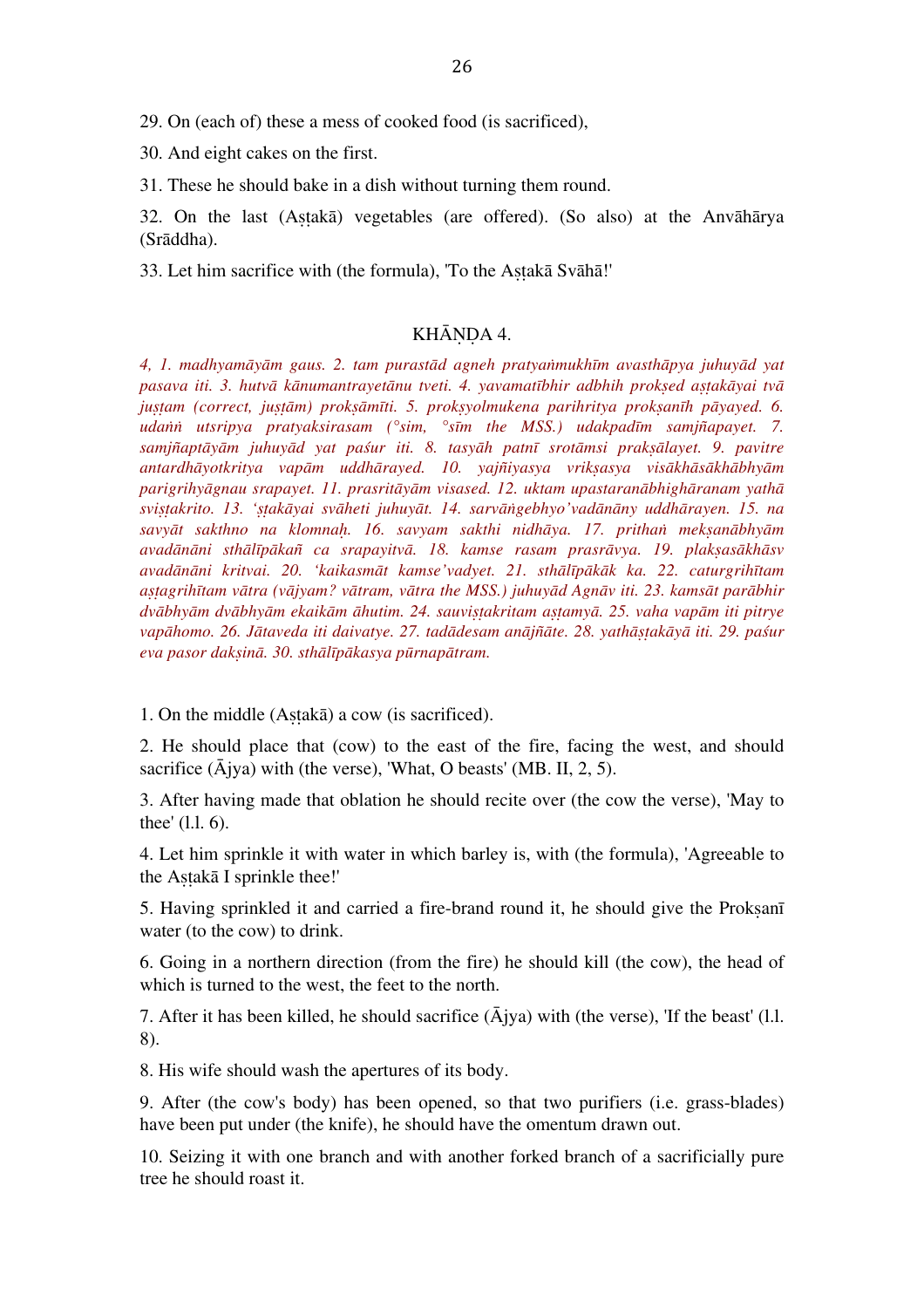29. On (each of) these a mess of cooked food (is sacrificed),

30. And eight cakes on the first.

31. These he should bake in a dish without turning them round.

32. On the last (Aṣṭakā) vegetables (are offered). (So also) at the Anvāhārya (Srāddha).

33. Let him sacrifice with (the formula), 'To the Aṣṭakā Svāhā!'

## KHĀṆḌA 4.

*4, 1. madhyamāyām gaus. 2. tam purastād agneh pratyaṅmukhīm avasthāpya juhuyād yat pasava iti. 3. hutvā kānumantrayetānu tveti. 4. yavamatībhir adbhih prokṣed aṣṭakāyai tvā juṣṭam (correct, juṣṭām) prokṣāmīti. 5. prokṣyolmukena parihritya prokṣanīh pāyayed. 6. udaṅṅ utsripya pratyaksirasam (°sim, °sīm the MSS.) udakpadīm samjñapayet. 7. samjñaptāyām juhuyād yat paśur iti. 8. tasyāh patnī srotāmsi prakṣālayet. 9. pavitre antardhāyotkritya vapām uddhārayed. 10. yajñiyasya vrikṣasya visākhāsākhābhyām parigrihyāgnau srapayet. 11. prasritāyām visased. 12. uktam upastaranābhighāranam yathā sviṣṭakrito. 13. 'ṣṭakāyai svāheti juhuyāt. 14. sarvāṅgebhyo'vadānāny uddhārayen. 15. na savyāt sakthno na klomnaḥ. 16. savyam sakthi nidhāya. 17. prithaṅ mekṣanābhyām avadānāni sthālīpākañ ca srapayitvā. 18. kamse rasam prasrāvya. 19. plakṣasākhāsv avadānāni kritvai. 20. 'kaikasmāt kamse'vadyet. 21. sthālīpākāk ka. 22. caturgrihītam aṣṭagrihītam vātra (vājyam? vātram, vātra the MSS.) juhuyād Agnāv iti. 23. kamsāt parābhir dvābhyām dvābhyām ekaikām āhutim. 24. sauviṣṭakritam aṣṭamyā. 25. vaha vapām iti pitrye vapāhomo. 26. Jātaveda iti daivatye. 27. tadādesam anājñāte. 28. yathāṣṭakāyā iti. 29. paśur eva pasor dakṣinā. 30. sthālīpākasya pūrnapātram.*

1. On the middle (Aṣṭakā) a cow (is sacrificed).

2. He should place that (cow) to the east of the fire, facing the west, and should sacrifice (Ājya) with (the verse), 'What, O beasts' (MB. II, 2, 5).

3. After having made that oblation he should recite over (the cow the verse), 'May to thee' (l.l. 6).

4. Let him sprinkle it with water in which barley is, with (the formula), 'Agreeable to the Aṣṭakā I sprinkle thee!'

5. Having sprinkled it and carried a fire-brand round it, he should give the Prokṣanī water (to the cow) to drink.

6. Going in a northern direction (from the fire) he should kill (the cow), the head of which is turned to the west, the feet to the north.

7. After it has been killed, he should sacrifice (Ājya) with (the verse), 'If the beast' (l.l. 8).

8. His wife should wash the apertures of its body.

9. After (the cow's body) has been opened, so that two purifiers (i.e. grass-blades) have been put under (the knife), he should have the omentum drawn out.

10. Seizing it with one branch and with another forked branch of a sacrificially pure tree he should roast it.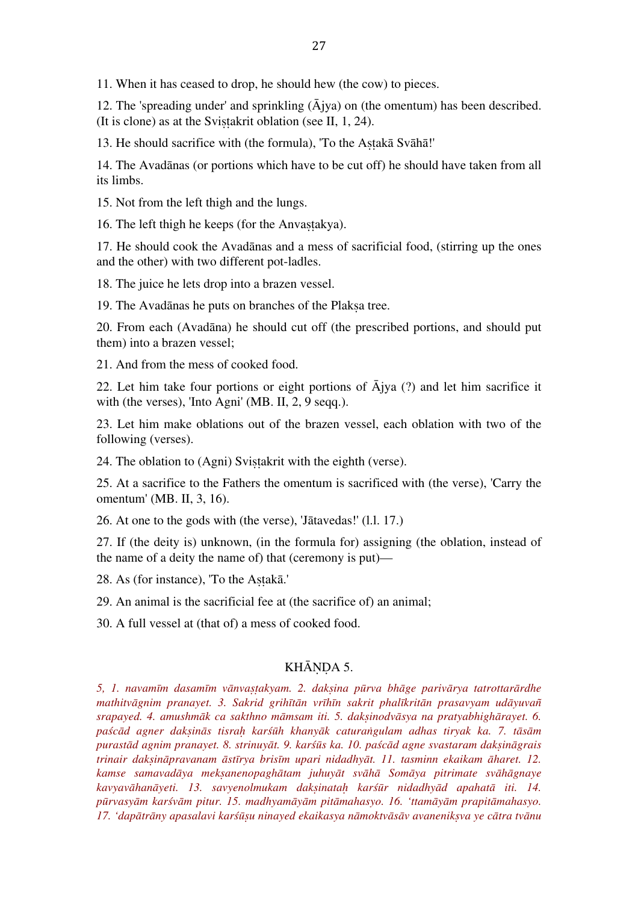11. When it has ceased to drop, he should hew (the cow) to pieces.

12. The 'spreading under' and sprinkling (Ājya) on (the omentum) has been described. (It is clone) as at the Sviṣṭakrit oblation (see II, 1, 24).

13. He should sacrifice with (the formula), 'To the Aṣṭakā Svāhā!'

14. The Avadānas (or portions which have to be cut off) he should have taken from all its limbs.

15. Not from the left thigh and the lungs.

16. The left thigh he keeps (for the Anvaṣṭakya).

17. He should cook the Avadānas and a mess of sacrificial food, (stirring up the ones and the other) with two different pot-ladles.

18. The juice he lets drop into a brazen vessel.

19. The Avadānas he puts on branches of the Plakṣa tree.

20. From each (Avadāna) he should cut off (the prescribed portions, and should put them) into a brazen vessel;

21. And from the mess of cooked food.

22. Let him take four portions or eight portions of Ājya (?) and let him sacrifice it with (the verses), 'Into Agni' (MB. II, 2, 9 seqq.).

23. Let him make oblations out of the brazen vessel, each oblation with two of the following (verses).

24. The oblation to (Agni) Sviṣṭakrit with the eighth (verse).

25. At a sacrifice to the Fathers the omentum is sacrificed with (the verse), 'Carry the omentum' (MB. II, 3, 16).

26. At one to the gods with (the verse), 'Jātavedas!' (l.l. 17.)

27. If (the deity is) unknown, (in the formula for) assigning (the oblation, instead of the name of a deity the name of) that (ceremony is put)—

28. As (for instance), 'To the Aṣṭakā.'

29. An animal is the sacrificial fee at (the sacrifice of) an animal;

30. A full vessel at (that of) a mess of cooked food.

## KHĀṆḌA 5.

*5, 1. navamīm dasamīm vānvaṣṭakyam. 2. dakṣina pūrva bhāge parivārya tatrottarārdhe mathitvāgnim pranayet. 3. Sakrid grihītān vrīhīn sakrit phalīkritān prasavyam udāyuvañ srapayed. 4. amushmāk ca sakthno māmsam iti. 5. dakṣinodvāsya na pratyabhighārayet. 6. paścād agner dakṣinās tisraḥ karśūh khanyāk caturaṅgulam adhas tiryak ka. 7. tāsām purastād agnim pranayet. 8. strinuyāt. 9. karśūs ka. 10. paścād agne svastaram dakṣināgrais trinair dakṣināpravanam āstīrya brisīm upari nidadhyāt. 11. tasminn ekaikam āharet. 12. kamse samavadāya mekṣanenopaghātam juhuyāt svāhā Somāya pitrimate svāhāgnaye kavyavāhanāyeti. 13. savyenolmukam dakṣinataḥ karśūr nidadhyād apahatā iti. 14. pūrvasyām karśvām pitur. 15. madhyamāyām pitāmahasyo. 16. 'ttamāyām prapitāmahasyo. 17. 'dapātrāny apasalavi karśūṣu ninayed ekaikasya nāmoktvāsāv avaneniksva ye cātra tvānu*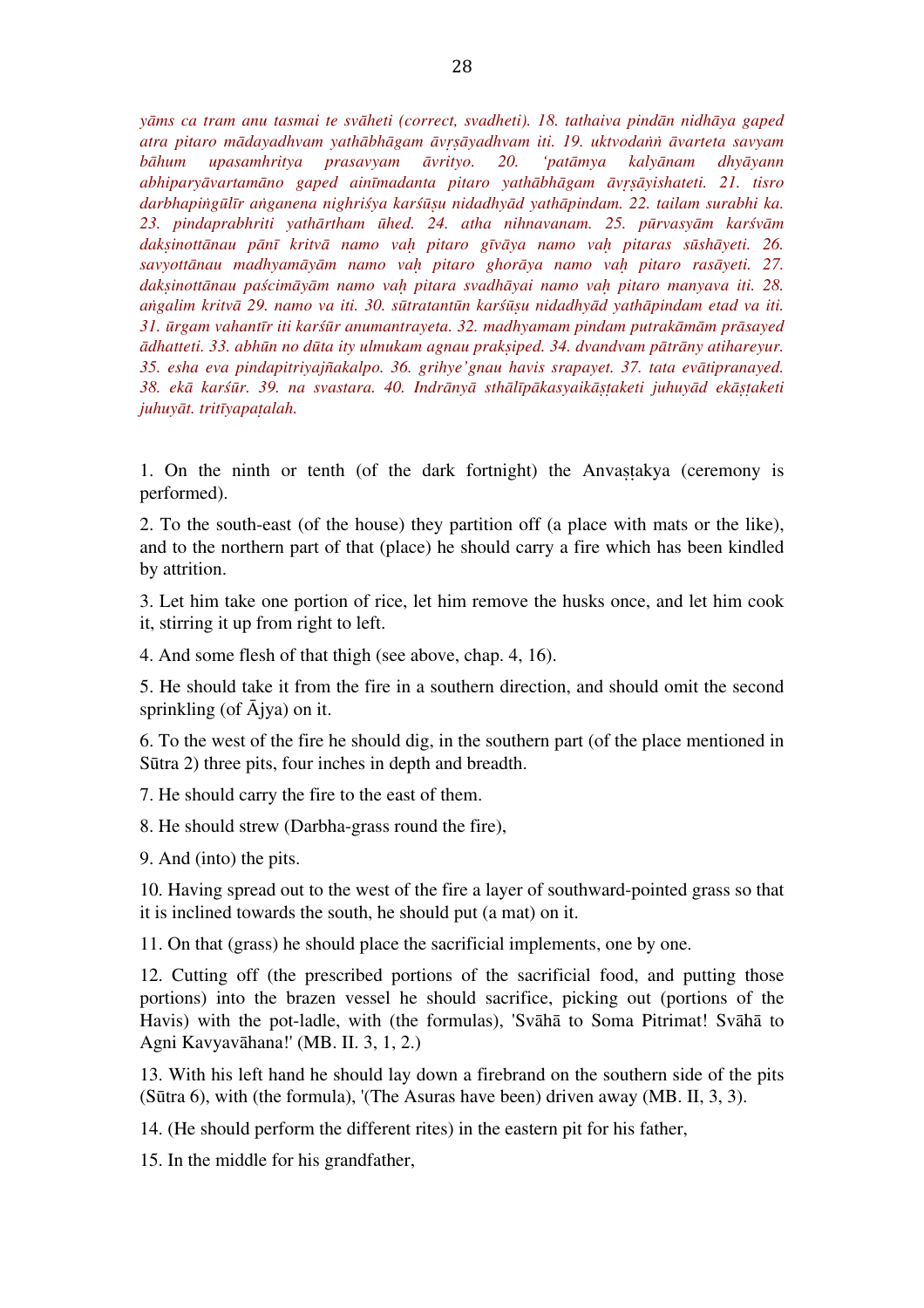*yāms ca tram anu tasmai te svāheti (correct, svadheti). 18. tathaiva pindān nidhāya gaped atra pitaro mādayadhvam yathābhāgam āvṛṣāyadhvam iti. 19. uktvodaṅṅ āvarteta savyam bāhum upasamhritya prasavyam āvrityo. 20. 'patāmya kalyānam dhyāyann abhiparyāvartamāno gaped ainīmadanta pitaro yathābhāgam āvṛṣāyishateti. 21. tisro darbhapiṅgūlīr aṅganena nighriśya karśūṣu nidadhyād yathāpindam. 22. tailam surabhi ka. 23. pindaprabhriti yathārtham ūhed. 24. atha nihnavanam. 25. pūrvasyām karśvām dakṣinottānau pānī kritvā namo vaḥ pitaro gīvāya namo vaḥ pitaras sūshāyeti. 26. savyottānau madhyamāyām namo vaḥ pitaro ghorāya namo vaḥ pitaro rasāyeti. 27. dakṣinottānau paścimāyām namo vaḥ pitara svadhāyai namo vaḥ pitaro manyava iti. 28. aṅgalim kritvā 29. namo va iti. 30. sūtratantūn karśūṣu nidadhyād yathāpindam etad va iti. 31. ūrgam vahantīr iti karśūr anumantrayeta. 32. madhyamam pindam putrakāmām prāsayed ādhatteti. 33. abhūn no dūta ity ulmukam agnau prakṣiped. 34. dvandvam pātrāny atihareyur. 35. esha eva pindapitriyajñakalpo. 36. grihye'gnau havis srapayet. 37. tata evātipranayed. 38. ekā karśūr. 39. na svastara. 40. Indrānyā sthālīpākasyaikāṣṭaketi juhuyād ekāṣṭaketi juhuyāt. tritīyapaṭalah.*

1. On the ninth or tenth (of the dark fortnight) the Anvaṣṭakya (ceremony is performed).

2. To the south-east (of the house) they partition off (a place with mats or the like), and to the northern part of that (place) he should carry a fire which has been kindled by attrition.

3. Let him take one portion of rice, let him remove the husks once, and let him cook it, stirring it up from right to left.

4. And some flesh of that thigh (see above, chap. 4, 16).

5. He should take it from the fire in a southern direction, and should omit the second sprinkling (of Ājya) on it.

6. To the west of the fire he should dig, in the southern part (of the place mentioned in Sūtra 2) three pits, four inches in depth and breadth.

7. He should carry the fire to the east of them.

8. He should strew (Darbha-grass round the fire),

9. And (into) the pits.

10. Having spread out to the west of the fire a layer of southward-pointed grass so that it is inclined towards the south, he should put (a mat) on it.

11. On that (grass) he should place the sacrificial implements, one by one.

12. Cutting off (the prescribed portions of the sacrificial food, and putting those portions) into the brazen vessel he should sacrifice, picking out (portions of the Havis) with the pot-ladle, with (the formulas), 'Svāhā to Soma Pitrimat! Svāhā to Agni Kavyavāhana!' (MB. II. 3, 1, 2.)

13. With his left hand he should lay down a firebrand on the southern side of the pits (Sūtra 6), with (the formula), '(The Asuras have been) driven away (MB. II, 3, 3).

14. (He should perform the different rites) in the eastern pit for his father,

15. In the middle for his grandfather,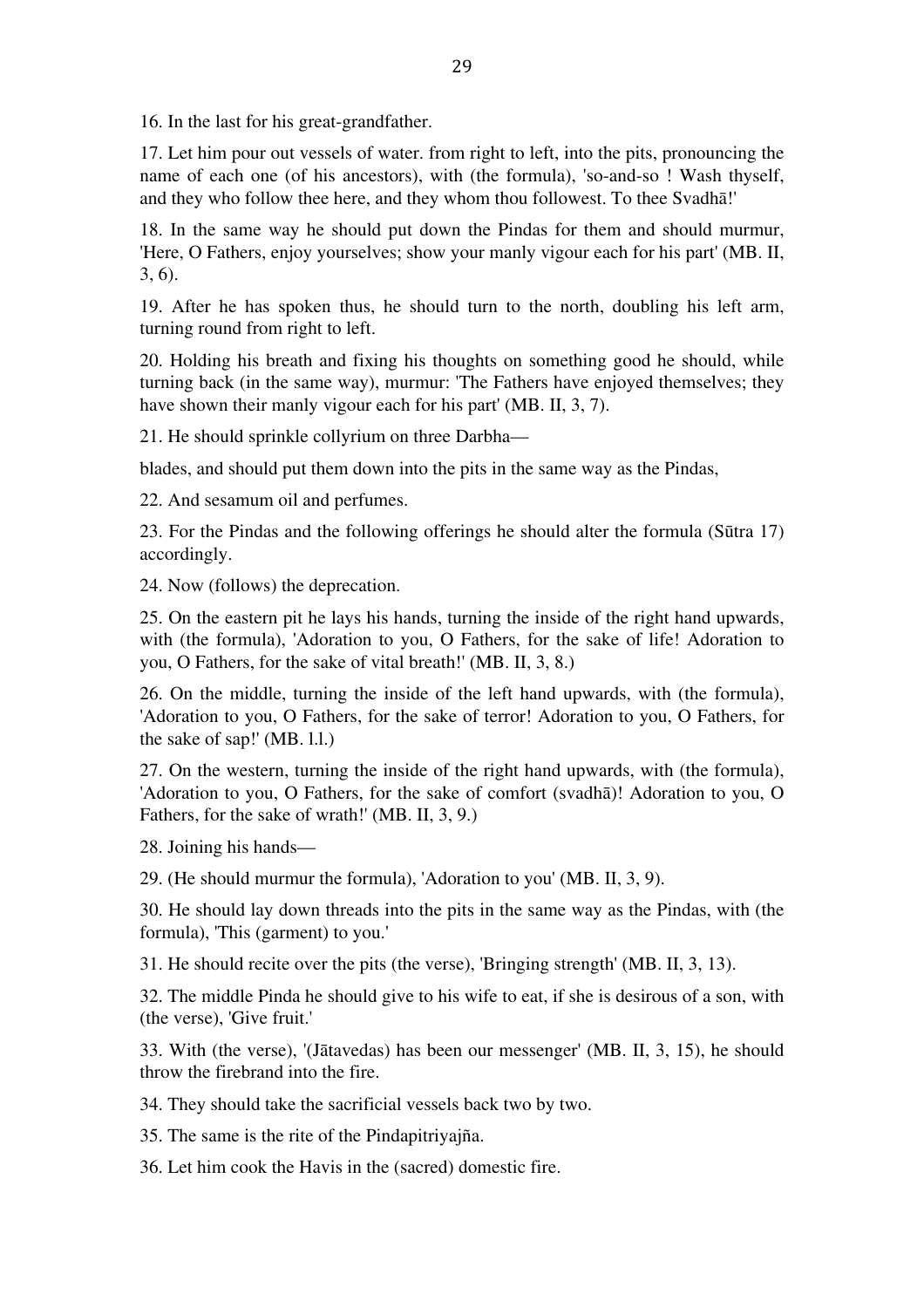16. In the last for his great-grandfather.

17. Let him pour out vessels of water. from right to left, into the pits, pronouncing the name of each one (of his ancestors), with (the formula), 'so-and-so ! Wash thyself, and they who follow thee here, and they whom thou followest. To thee Svadhā!'

18. In the same way he should put down the Pindas for them and should murmur, 'Here, O Fathers, enjoy yourselves; show your manly vigour each for his part' (MB. II, 3, 6).

19. After he has spoken thus, he should turn to the north, doubling his left arm, turning round from right to left.

20. Holding his breath and fixing his thoughts on something good he should, while turning back (in the same way), murmur: 'The Fathers have enjoyed themselves; they have shown their manly vigour each for his part' (MB. II, 3, 7).

21. He should sprinkle collyrium on three Darbha—

blades, and should put them down into the pits in the same way as the Pindas,

22. And sesamum oil and perfumes.

23. For the Pindas and the following offerings he should alter the formula (Sūtra 17) accordingly.

24. Now (follows) the deprecation.

25. On the eastern pit he lays his hands, turning the inside of the right hand upwards, with (the formula), 'Adoration to you, O Fathers, for the sake of life! Adoration to you, O Fathers, for the sake of vital breath!' (MB. II, 3, 8.)

26. On the middle, turning the inside of the left hand upwards, with (the formula), 'Adoration to you, O Fathers, for the sake of terror! Adoration to you, O Fathers, for the sake of sap!' (MB. l.l.)

27. On the western, turning the inside of the right hand upwards, with (the formula), 'Adoration to you, O Fathers, for the sake of comfort (svadhā)! Adoration to you, O Fathers, for the sake of wrath!' (MB. II, 3, 9.)

28. Joining his hands—

29. (He should murmur the formula), 'Adoration to you' (MB. II, 3, 9).

30. He should lay down threads into the pits in the same way as the Pindas, with (the formula), 'This (garment) to you.'

31. He should recite over the pits (the verse), 'Bringing strength' (MB. II, 3, 13).

32. The middle Pinda he should give to his wife to eat, if she is desirous of a son, with (the verse), 'Give fruit.'

33. With (the verse), '(Jātavedas) has been our messenger' (MB. II, 3, 15), he should throw the firebrand into the fire.

34. They should take the sacrificial vessels back two by two.

35. The same is the rite of the Pindapitriyajña.

36. Let him cook the Havis in the (sacred) domestic fire.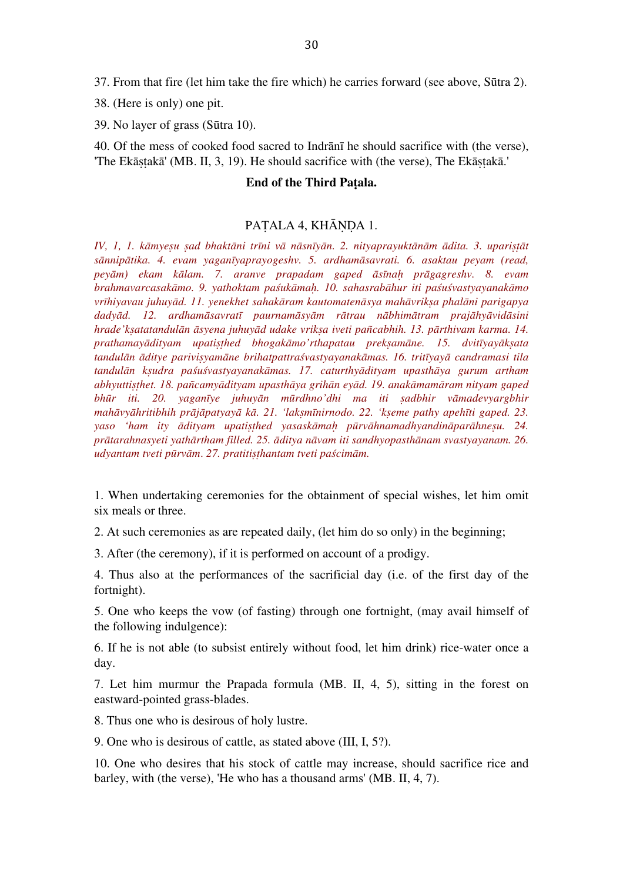37. From that fire (let him take the fire which) he carries forward (see above, Sūtra 2).

38. (Here is only) one pit.

39. No layer of grass (Sūtra 10).

40. Of the mess of cooked food sacred to Indrānī he should sacrifice with (the verse), 'The Ekāṣṭakā' (MB. II, 3, 19). He should sacrifice with (the verse), The Ekāṣṭakā.'

**End of the Third Paṭala.**

## PAṬALA 4, KHĀṆḌA 1.

*IV, 1, 1. kāmyeṣu ṣad bhaktāni trīni vā nāsnīyān. 2. nityaprayuktānām ādita. 3. upariṣṭāt sānnipātika. 4. evam yaganīyaprayogeshv. 5. ardhamāsavrati. 6. asaktau peyam (read, peyām) ekam kālam. 7. aranve prapadam gaped āsīnaḥ prāgagreshv. 8. evam brahmavarcasakāmo. 9. yathoktam paśukāmaḥ. 10. sahasrabāhur iti paśuśvastyayanakāmo vrīhiyavau juhuyād. 11. yenekhet sahakāram kautomatenāsya mahāvrikṣa phalāni parigapya dadyād. 12. ardhamāsavratī paurnamāsyām rātrau nābhimātram prajāhyāvidāsini hrade'kṣatatandulān āsyena juhuyād udake vrikṣa iveti pañcabhih. 13. pārthivam karma. 14. prathamayādityam upatiṣṭhed bhogakāmo'rthapatau prekṣamāne. 15. dvitīyayākṣata tandulān āditye pariviṣyamāne brihatpattraśvastyayanakāmas. 16. tritīyayā candramasi tila tandulān kṣudra paśuśvastyayanakāmas. 17. caturthyādityam upasthāya gurum artham abhyuttiṣṭhet. 18. pañcamyādityam upasthāya grihān eyād. 19. anakāmamāram nityam gaped bhūr iti. 20. yaganīye juhuyān mūrdhno'dhi ma iti ṣadbhir vāmadevyargbhir mahāvyāhritibhih prājāpatyayā kā. 21. 'lakṣmīnirnodo. 22. 'kṣeme pathy apehīti gaped. 23. yaso 'ham ity ādityam upatiṣṭhed yasaskāmaḥ pūrvāhnamadhyandināparāhneṣu. 24. prātarahnasyeti yathārtham filled. 25. āditya nāvam iti sandhyopasthānam svastyayanam. 26. udyantam tveti pūrvām. 27. pratitiṣṭhantam tveti paścimām.*

1. When undertaking ceremonies for the obtainment of special wishes, let him omit six meals or three.

2. At such ceremonies as are repeated daily, (let him do so only) in the beginning;

3. After (the ceremony), if it is performed on account of a prodigy.

4. Thus also at the performances of the sacrificial day (i.e. of the first day of the fortnight).

5. One who keeps the vow (of fasting) through one fortnight, (may avail himself of the following indulgence):

6. If he is not able (to subsist entirely without food, let him drink) rice-water once a day.

7. Let him murmur the Prapada formula (MB. II, 4, 5), sitting in the forest on eastward-pointed grass-blades.

8. Thus one who is desirous of holy lustre.

9. One who is desirous of cattle, as stated above (III, I, 5?).

10. One who desires that his stock of cattle may increase, should sacrifice rice and barley, with (the verse), 'He who has a thousand arms' (MB. II, 4, 7).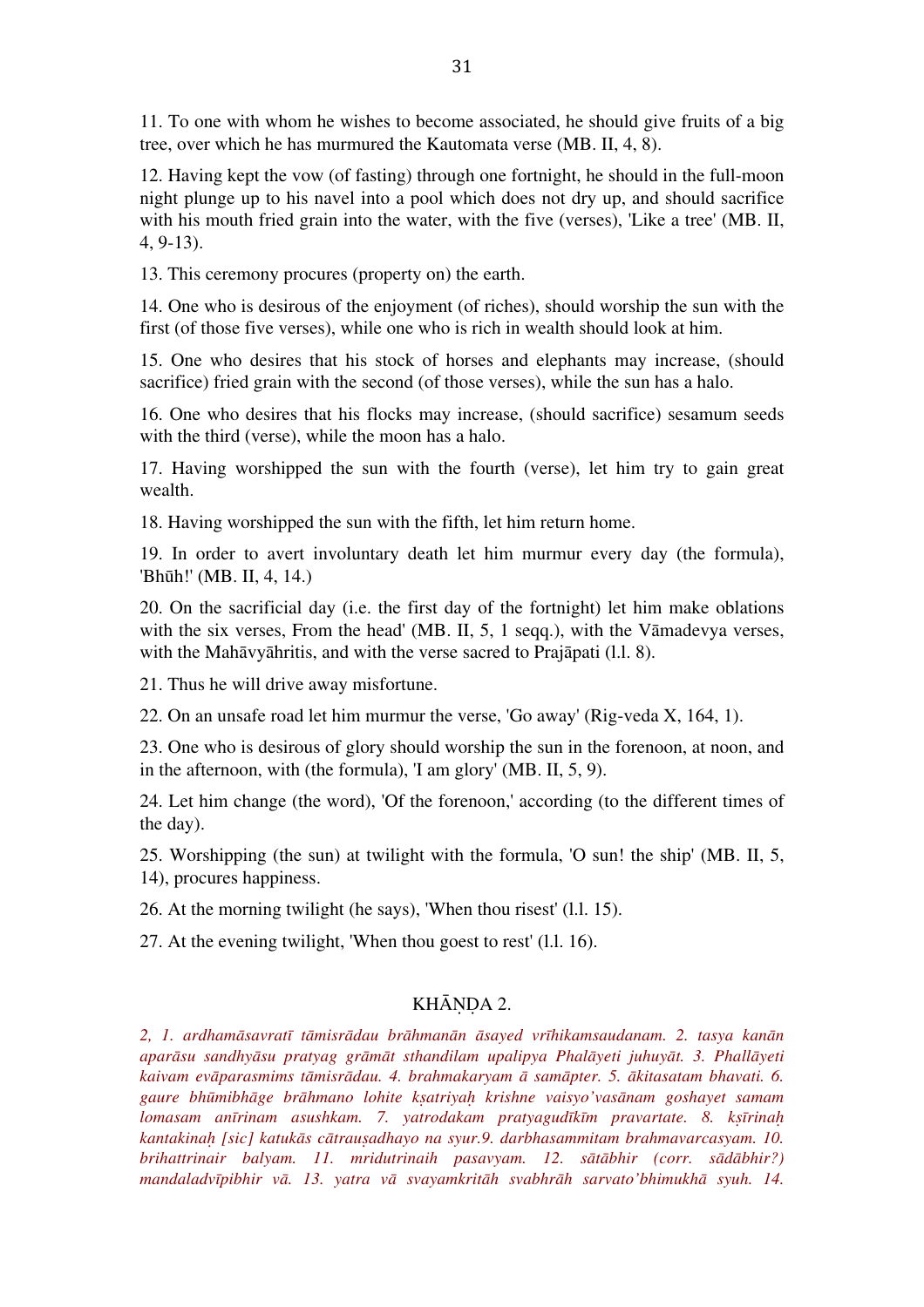11. To one with whom he wishes to become associated, he should give fruits of a big tree, over which he has murmured the Kautomata verse (MB. II, 4, 8).

12. Having kept the vow (of fasting) through one fortnight, he should in the full-moon night plunge up to his navel into a pool which does not dry up, and should sacrifice with his mouth fried grain into the water, with the five (verses), 'Like a tree' (MB. II, 4, 9-13).

13. This ceremony procures (property on) the earth.

14. One who is desirous of the enjoyment (of riches), should worship the sun with the first (of those five verses), while one who is rich in wealth should look at him.

15. One who desires that his stock of horses and elephants may increase, (should sacrifice) fried grain with the second (of those verses), while the sun has a halo.

16. One who desires that his flocks may increase, (should sacrifice) sesamum seeds with the third (verse), while the moon has a halo.

17. Having worshipped the sun with the fourth (verse), let him try to gain great wealth.

18. Having worshipped the sun with the fifth, let him return home.

19. In order to avert involuntary death let him murmur every day (the formula), 'Bhūh!' (MB. II, 4, 14.)

20. On the sacrificial day (i.e. the first day of the fortnight) let him make oblations with the six verses, From the head' (MB. II, 5, 1 seqq.), with the Vāmadevya verses, with the Mahāvyāhritis, and with the verse sacred to Prajāpati (l.l. 8).

21. Thus he will drive away misfortune.

22. On an unsafe road let him murmur the verse, 'Go away' (Rig-veda X, 164, 1).

23. One who is desirous of glory should worship the sun in the forenoon, at noon, and in the afternoon, with (the formula), 'I am glory' (MB. II, 5, 9).

24. Let him change (the word), 'Of the forenoon,' according (to the different times of the day).

25. Worshipping (the sun) at twilight with the formula, 'O sun! the ship' (MB. II, 5, 14), procures happiness.

26. At the morning twilight (he says), 'When thou risest' (l.l. 15).

27. At the evening twilight, 'When thou goest to rest' (l.l. 16).

## KHĀṆḌA 2.

*2, 1. ardhamāsavratī tāmisrādau brāhmanān āsayed vrīhikamsaudanam. 2. tasya kanān aparāsu sandhyāsu pratyag grāmāt sthandilam upalipya Phalāyeti juhuyāt. 3. Phallāyeti kaivam evāparasmims tāmisrādau. 4. brahmakaryam ā samāpter. 5. ākitasatam bhavati. 6. gaure bhūmibhāge brāhmano lohite kṣatriyaḥ krishne vaisyo'vasānam goshayet samam lomasam anīrinam asushkam. 7. yatrodakam pratyagudīkīm pravartate. 8. kṣīrinaḥ kantakinaḥ [sic] katukās cātrauṣadhayo na syur.9. darbhasammitam brahmavarcasyam. 10. brihattrinair balyam. 11. mridutrinaih pasavyam. 12. sātābhir (corr. sādābhir?) mandaladvīpibhir vā. 13. yatra vā svayamkritāh svabhrāh sarvato'bhimukhā syuh. 14.*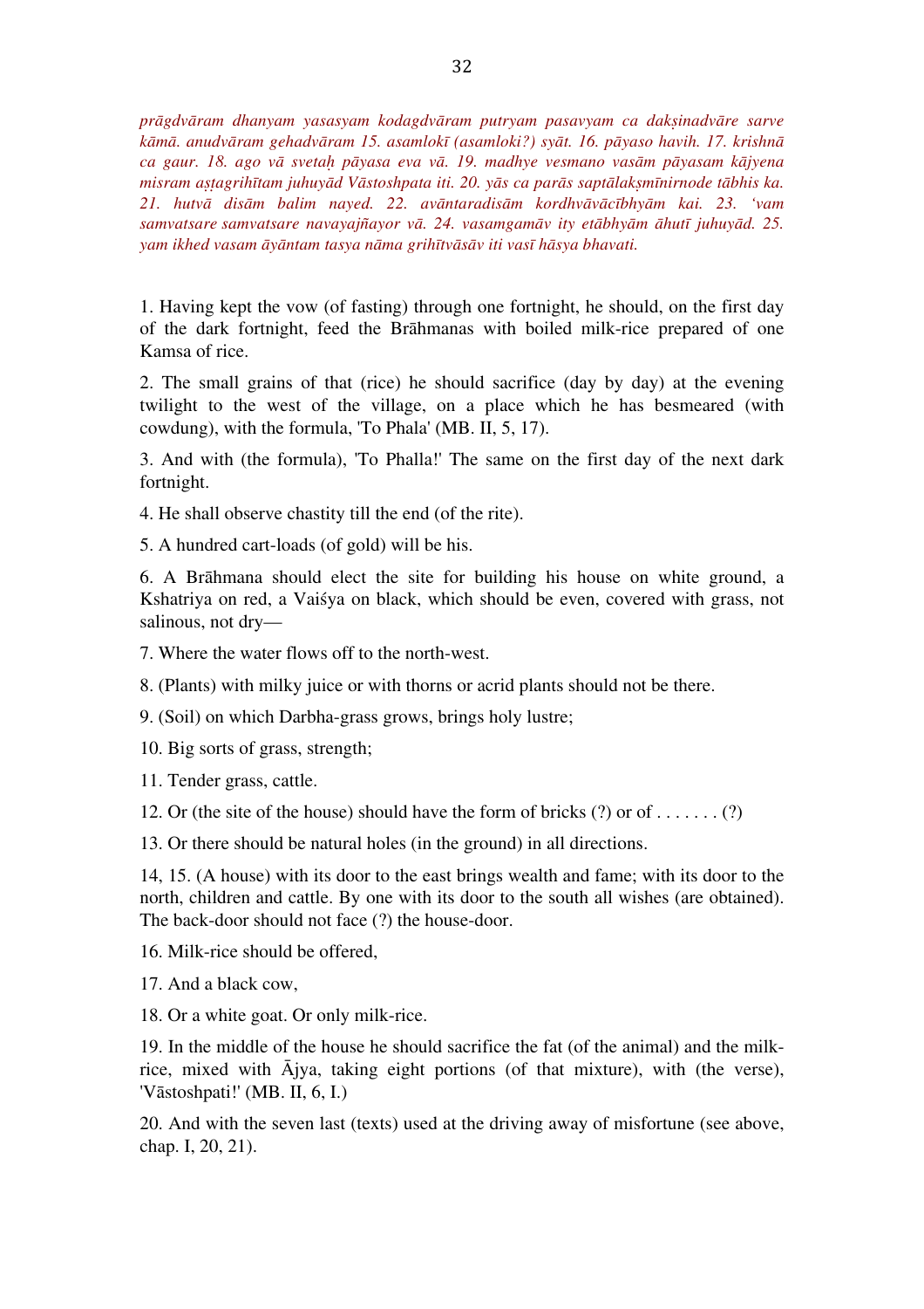*prāgdvāram dhanyam yasasyam kodagdvāram putryam pasavyam ca dakṣinadvāre sarve kāmā. anudvāram gehadvāram 15. asamlokī (asamloki?) syāt. 16. pāyaso havih. 17. krishnā ca gaur. 18. ago vā svetaḥ pāyasa eva vā. 19. madhye vesmano vasām pāyasam kājyena misram aṣṭagrihītam juhuyād Vāstoshpata iti. 20. yās ca parās saptālakṣmīnirnode tābhis ka. 21. hutvā disām balim nayed. 22. avāntaradisām kordhvāvācībhyām kai. 23. 'vam samvatsare samvatsare navayajñayor vā. 24. vasamgamāv ity etābhyām āhutī juhuyād. 25. yam ikhed vasam āyāntam tasya nāma grihītvāsāv iti vasī hāsya bhavati.*

1. Having kept the vow (of fasting) through one fortnight, he should, on the first day of the dark fortnight, feed the Brāhmanas with boiled milk-rice prepared of one Kamsa of rice.

2. The small grains of that (rice) he should sacrifice (day by day) at the evening twilight to the west of the village, on a place which he has besmeared (with cowdung), with the formula, 'To Phala' (MB. II, 5, 17).

3. And with (the formula), 'To Phalla!' The same on the first day of the next dark fortnight.

4. He shall observe chastity till the end (of the rite).

5. A hundred cart-loads (of gold) will be his.

6. A Brāhmana should elect the site for building his house on white ground, a Kshatriya on red, a Vaiśya on black, which should be even, covered with grass, not salinous, not dry—

7. Where the water flows off to the north-west.

8. (Plants) with milky juice or with thorns or acrid plants should not be there.

9. (Soil) on which Darbha-grass grows, brings holy lustre;

10. Big sorts of grass, strength;

11. Tender grass, cattle.

12. Or (the site of the house) should have the form of bricks (?) or of . . . . . . . (?)

13. Or there should be natural holes (in the ground) in all directions.

14, 15. (A house) with its door to the east brings wealth and fame; with its door to the north, children and cattle. By one with its door to the south all wishes (are obtained). The back-door should not face (?) the house-door.

16. Milk-rice should be offered,

17. And a black cow,

18. Or a white goat. Or only milk-rice.

19. In the middle of the house he should sacrifice the fat (of the animal) and the milk-rice, mixed with Ājya, taking eight portions (of that mixture), with (the verse), 'Vāstoshpati!' (MB. II, 6, I.)

20. And with the seven last (texts) used at the driving away of misfortune (see above, chap. I, 20, 21).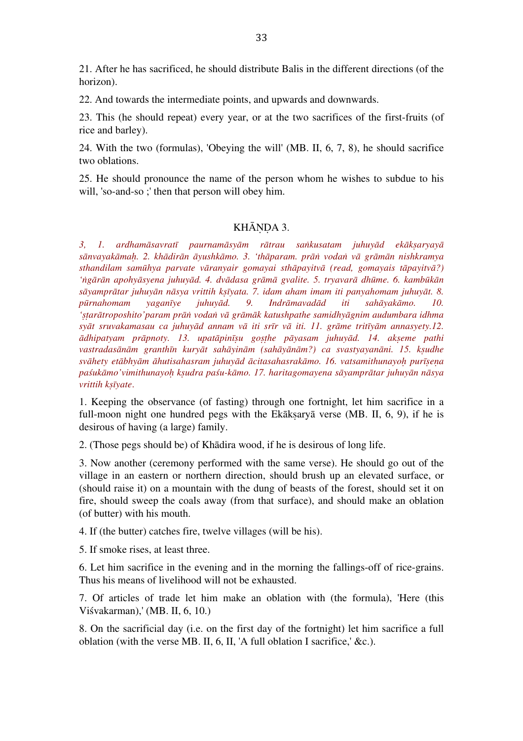21. After he has sacrificed, he should distribute Balis in the different directions (of the horizon).

22. And towards the intermediate points, and upwards and downwards.

23. This (he should repeat) every year, or at the two sacrifices of the first-fruits (of rice and barley).

24. With the two (formulas), 'Obeying the will' (MB. II, 6, 7, 8), he should sacrifice two oblations.

25. He should pronounce the name of the person whom he wishes to subdue to his will, 'so-and-so ;' then that person will obey him.

## KHĀṆḌA 3.

*3, 1. ardhamāsavratī paurnamāsyām rātrau saṅkusatam juhuyād ekākṣaryayā sānvayakāmaḥ. 2. khādirān āyushkāmo. 3. 'thāparam. prāṅ vodaṅ vā grāmān nishkramya sthandilam samūhya parvate vāranyair gomayai sthāpayitvā (read, gomayais tāpayitvā?) 'ṅgārān apohyāsyena juhuyād. 4. dvādasa grāmā gvalite. 5. tryavarā dhūme. 6. kambūkān sāyamprātar juhuyān nāsya vrittih kṣīyata. 7. idam aham imam iti panyahomam juhuyāt. 8. pūrnahomam yaganīye juhuyād. 9. Indrāmavadād iti sahāyakāmo. 10. 'ṣṭarātroposhito'param prāṅ vodaṅ vā grāmāk katushpathe samidhyāgnim audumbara idhma syāt sruvakamasau ca juhuyād annam vā iti srīr vā iti. 11. grāme tritīyām annasyety.12. ādhipatyam prāpnoty. 13. upatāpinīṣu goṣṭhe pāyasam juhuyād. 14. akṣeme pathi vastradasānām granthīn kuryāt sahāyinām (sahāyānām?) ca svastyayanāni. 15. kṣudhe svāhety etābhyām āhutisahasram juhuyād ācitasahasrakāmo. 16. vatsamithunayoḥ purīṣeṇa paśukāmo'vimithunayoḥ kṣudra paśu-kāmo. 17. haritagomayena sāyamprātar juhuyān nāsya vrittih kṣīyate.*

1. Keeping the observance (of fasting) through one fortnight, let him sacrifice in a full-moon night one hundred pegs with the Ekākṣaryā verse (MB. II, 6, 9), if he is desirous of having (a large) family.

2. (Those pegs should be) of Khādira wood, if he is desirous of long life.

3. Now another (ceremony performed with the same verse). He should go out of the village in an eastern or northern direction, should brush up an elevated surface, or (should raise it) on a mountain with the dung of beasts of the forest, should set it on fire, should sweep the coals away (from that surface), and should make an oblation (of butter) with his mouth.

4. If (the butter) catches fire, twelve villages (will be his).

5. If smoke rises, at least three.

6. Let him sacrifice in the evening and in the morning the fallings-off of rice-grains. Thus his means of livelihood will not be exhausted.

7. Of articles of trade let him make an oblation with (the formula), 'Here (this Viśvakarman),' (MB. II, 6, 10.)

8. On the sacrificial day (i.e. on the first day of the fortnight) let him sacrifice a full oblation (with the verse MB. II, 6, II, 'A full oblation I sacrifice,' &c.).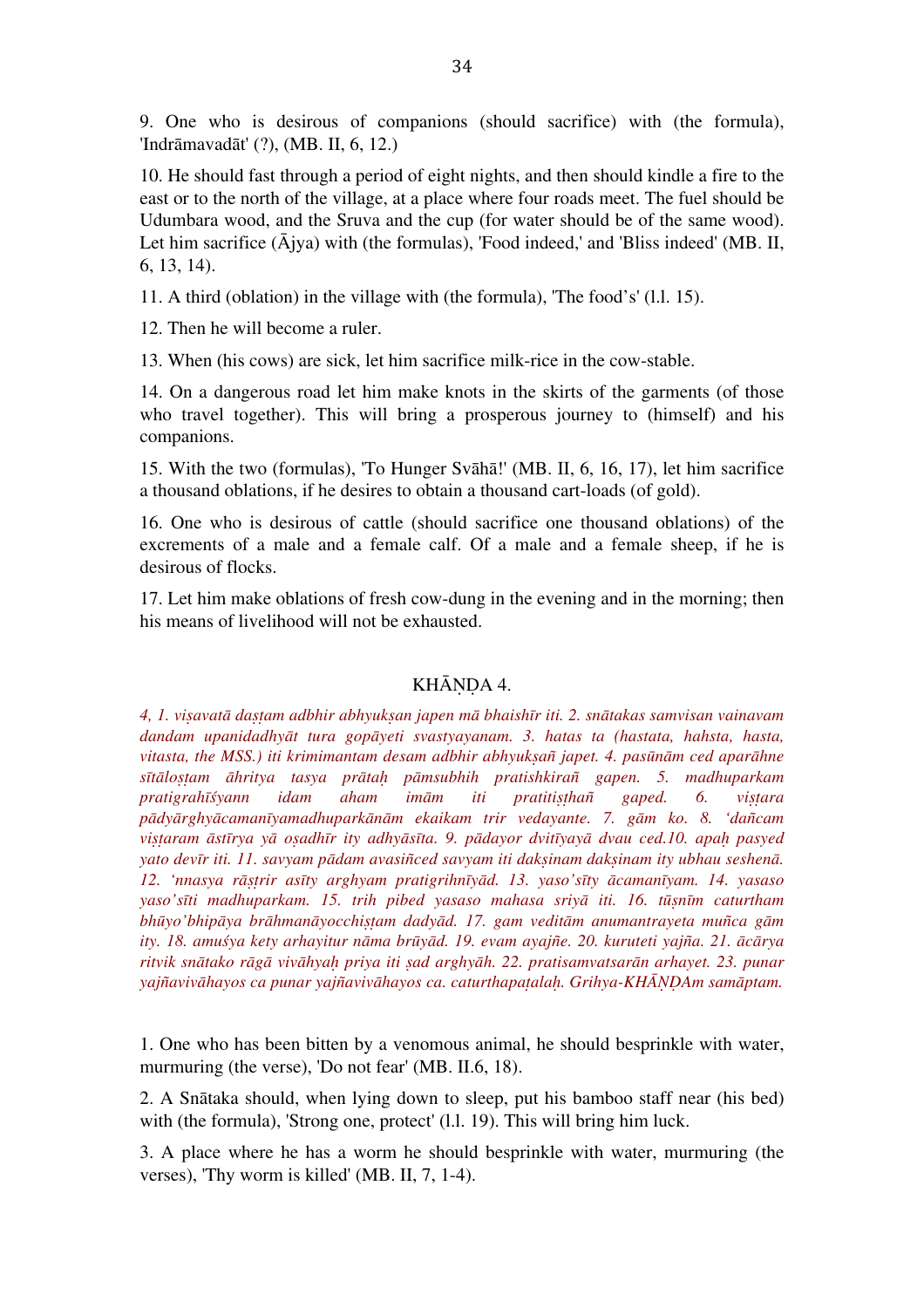9. One who is desirous of companions (should sacrifice) with (the formula), 'Indrāmavadāt' (?), (MB. II, 6, 12.)

10. He should fast through a period of eight nights, and then should kindle a fire to the east or to the north of the village, at a place where four roads meet. The fuel should be Udumbara wood, and the Sruva and the cup (for water should be of the same wood). Let him sacrifice (Ājya) with (the formulas), 'Food indeed,' and 'Bliss indeed' (MB. II, 6, 13, 14).

11. A third (oblation) in the village with (the formula), 'The food's' (l.l. 15).

12. Then he will become a ruler.

13. When (his cows) are sick, let him sacrifice milk-rice in the cow-stable.

14. On a dangerous road let him make knots in the skirts of the garments (of those who travel together). This will bring a prosperous journey to (himself) and his companions.

15. With the two (formulas), 'To Hunger Svāhā!' (MB. II, 6, 16, 17), let him sacrifice a thousand oblations, if he desires to obtain a thousand cart-loads (of gold).

16. One who is desirous of cattle (should sacrifice one thousand oblations) of the excrements of a male and a female calf. Of a male and a female sheep, if he is desirous of flocks.

17. Let him make oblations of fresh cow-dung in the evening and in the morning; then his means of livelihood will not be exhausted.

## KHĀṆḌA 4.

*4, 1. viṣavatā daṣṭam adbhir abhyukṣan japen mā bhaishīr iti. 2. snātakas samvisan vainavam dandam upanidadhyāt tura gopāyeti svastyayanam. 3. hatas ta (hastata, hahsta, hasta, vitasta, the MSS.) iti krimimantam desam adbhir abhyukṣañ japet. 4. pasūnām ced aparāhne sītāloṣṭam āhritya tasya prātaḥ pāmsubhih pratishkirañ gapen. 5. madhuparkam pratigrahīśyann idam aham imām iti pratitiṣthañ gaped. 6. viṣṭara pādyārghyācamanīyamadhuparkānām ekaikam trir vedayante. 7. gām ko. 8. 'dañcam viṣṭaram āstīrya yā oṣadhīr ity adhyāsīta. 9. pādayor dvitīyayā dvau ced.10. apaḥ pasyed yato devīr iti. 11. savyam pādam avasiñced savyam iti dakṣinam dakṣinam ity ubhau seshenā. 12. 'nnasya rāṣṭrir asīty arghyam pratigrihnīyād. 13. yaso'sīty ācamanīyam. 14. yasaso yaso'sīti madhuparkam. 15. trih pibed yasaso mahasa sriyā iti. 16. tūṣnīm caturtham bhūyo'bhipāya brāhmanāyocchiṣtam dadyād. 17. gam veditām anumantrayeta muñca gām ity. 18. amuśya kety arhayitur nāma brūyād. 19. evam ayajñe. 20. kuruteti yajña. 21. ācārya ritvik snātako rāgā vivāhyaḥ priya iti ṣad arghyāh. 22. pratisamvatsarān arhayet. 23. punar yajñavivāhayos ca punar yajñavivāhayos ca. caturthapaṭalaḥ. Grihya-KHĀṆḌAm samāptam.*

1. One who has been bitten by a venomous animal, he should besprinkle with water, murmuring (the verse), 'Do not fear' (MB. II.6, 18).

2. A Snātaka should, when lying down to sleep, put his bamboo staff near (his bed) with (the formula), 'Strong one, protect' (l.l. 19). This will bring him luck.

3. A place where he has a worm he should besprinkle with water, murmuring (the verses), 'Thy worm is killed' (MB. II, 7, 1-4).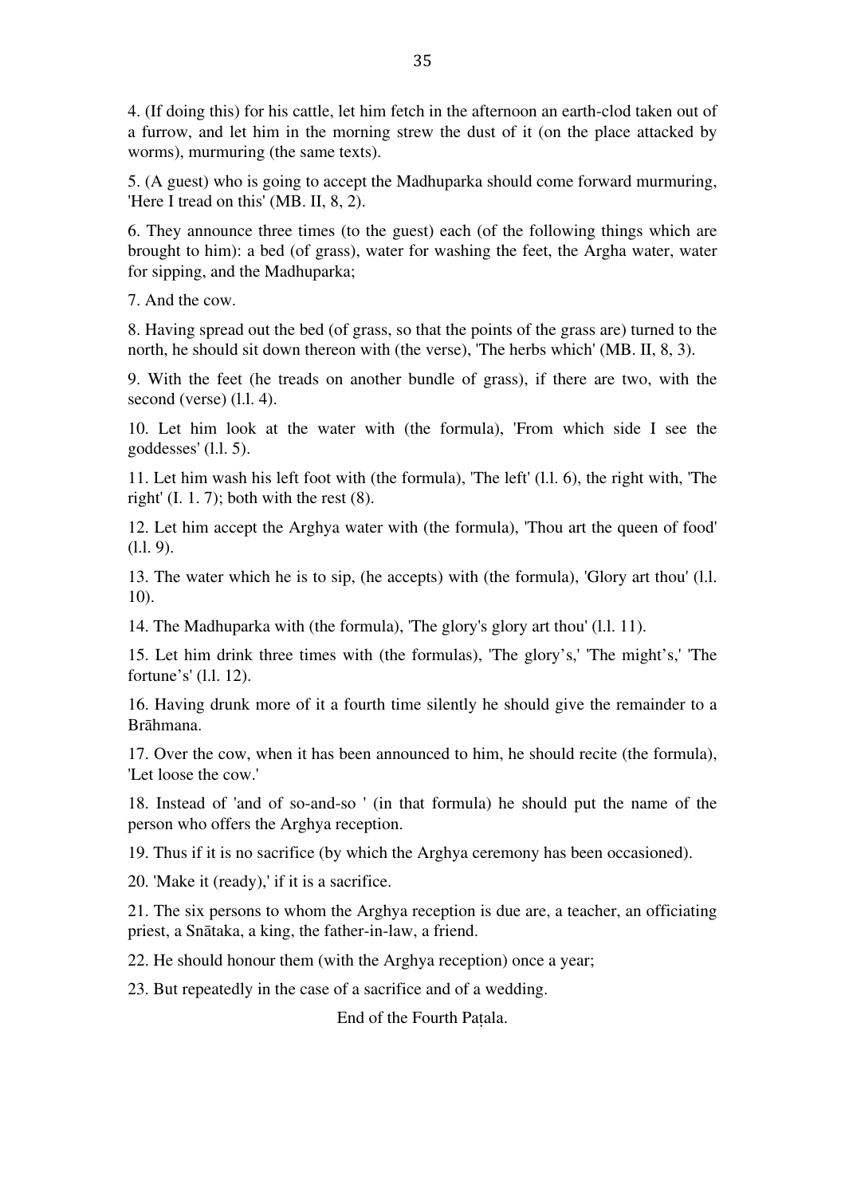4. (If doing this) for his cattle, let him fetch in the afternoon an earth-clod taken out of a furrow, and let him in the morning strew the dust of it (on the place attacked by worms), murmuring (the same texts).

5. (A guest) who is going to accept the Madhuparka should come forward murmuring, 'Here I tread on this' (MB. II, 8, 2).

6. They announce three times (to the guest) each (of the following things which are brought to him): a bed (of grass), water for washing the feet, the Argha water, water for sipping, and the Madhuparka;

7. And the cow.

8. Having spread out the bed (of grass, so that the points of the grass are) turned to the north, he should sit down thereon with (the verse), 'The herbs which' (MB. II, 8, 3).

9. With the feet (he treads on another bundle of grass), if there are two, with the second (verse) (l.l. 4).

10. Let him look at the water with (the formula), 'From which side I see the goddesses' (l.l. 5).

11. Let him wash his left foot with (the formula), 'The left' (l.l. 6), the right with, 'The right' (I. 1. 7); both with the rest (8).

12. Let him accept the Arghya water with (the formula), 'Thou art the queen of food' (l.l. 9).

13. The water which he is to sip, (he accepts) with (the formula), 'Glory art thou' (l.l. 10).

14. The Madhuparka with (the formula), 'The glory's glory art thou' (l.l. 11).

15. Let him drink three times with (the formulas), 'The glory's,' 'The might's,' 'The fortune's' (l.l. 12).

16. Having drunk more of it a fourth time silently he should give the remainder to a Brāhmana.

17. Over the cow, when it has been announced to him, he should recite (the formula), 'Let loose the cow.'

18. Instead of 'and of so-and-so ' (in that formula) he should put the name of the person who offers the Arghya reception.

19. Thus if it is no sacrifice (by which the Arghya ceremony has been occasioned).

20. 'Make it (ready),' if it is a sacrifice.

21. The six persons to whom the Arghya reception is due are, a teacher, an officiating priest, a Snātaka, a king, the father-in-law, a friend.

22. He should honour them (with the Arghya reception) once a year;

23. But repeatedly in the case of a sacrifice and of a wedding.

End of the Fourth Paṭala.